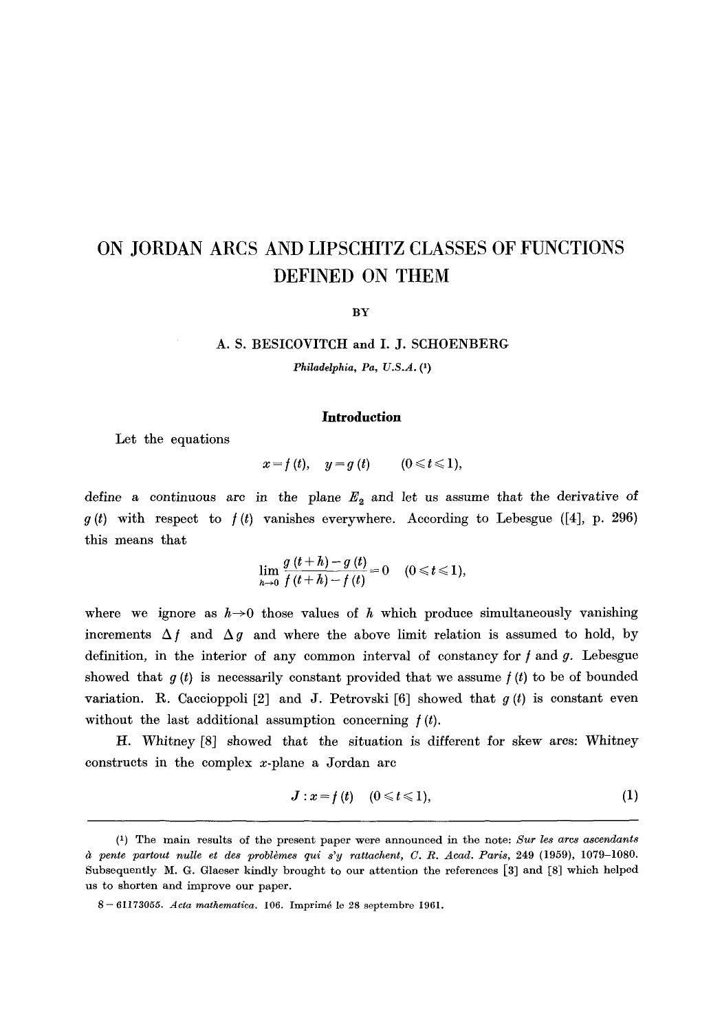# ON JORDAN ARCS AND LIPSCHITZ CLASSES OF FUNCTIONS DEFINED ON THEM

BY

A. S. BESICOVITCH and I. J. SCHOENBERG

*Philadelphia, Pa, U.S.A.* (1)

## Introduction

Let the equations

$$x = f(t), \quad y = g(t) \qquad (0 \leqslant t \leqslant 1),$$

define a continuous arc in the plane $E_2$ and let us assume that the derivative of $g(t)$ with respect to $f(t)$ vanishes everywhere. According to Lebesgue ([4], p. 296) this means that

$$\lim_{h \to 0} \frac{g(t+h) - g(t)}{f(t+h) - f(t)} = 0 \quad (0 \leqslant t \leqslant 1),$$

where we ignore as $h \to 0$ those values of $h$ which produce simultaneously vanishing increments $\Delta f$ and $\Delta g$ and where the above limit relation is assumed to hold, by definition, in the interior of any common interval of constancy for $f$ and $g$. Lebesgue showed that $g(t)$ is necessarily constant provided that we assume $f(t)$ to be of bounded variation. R. Caccioppoli [2] and J. Petrovski [6] showed that $g(t)$ is constant even without the last additional assumption concerning $f(t)$.

H. Whitney [8] showed that the situation is different for skew arcs: Whitney constructs in the complex $x$-plane a Jordan arc

$$J : x = f(t) \quad (0 \leqslant t \leqslant 1), \tag{1}$$

---

(1) The main results of the present paper were announced in the note: *Sur les arcs ascendants à pente partout nulle et des problèmes qui s'y rattachent, C. R. Acad. Paris*, 249 (1959), 1079–1080. Subsequently M. G. Glaeser kindly brought to our attention the references [3] and [8] which helped us to shorten and improve our paper.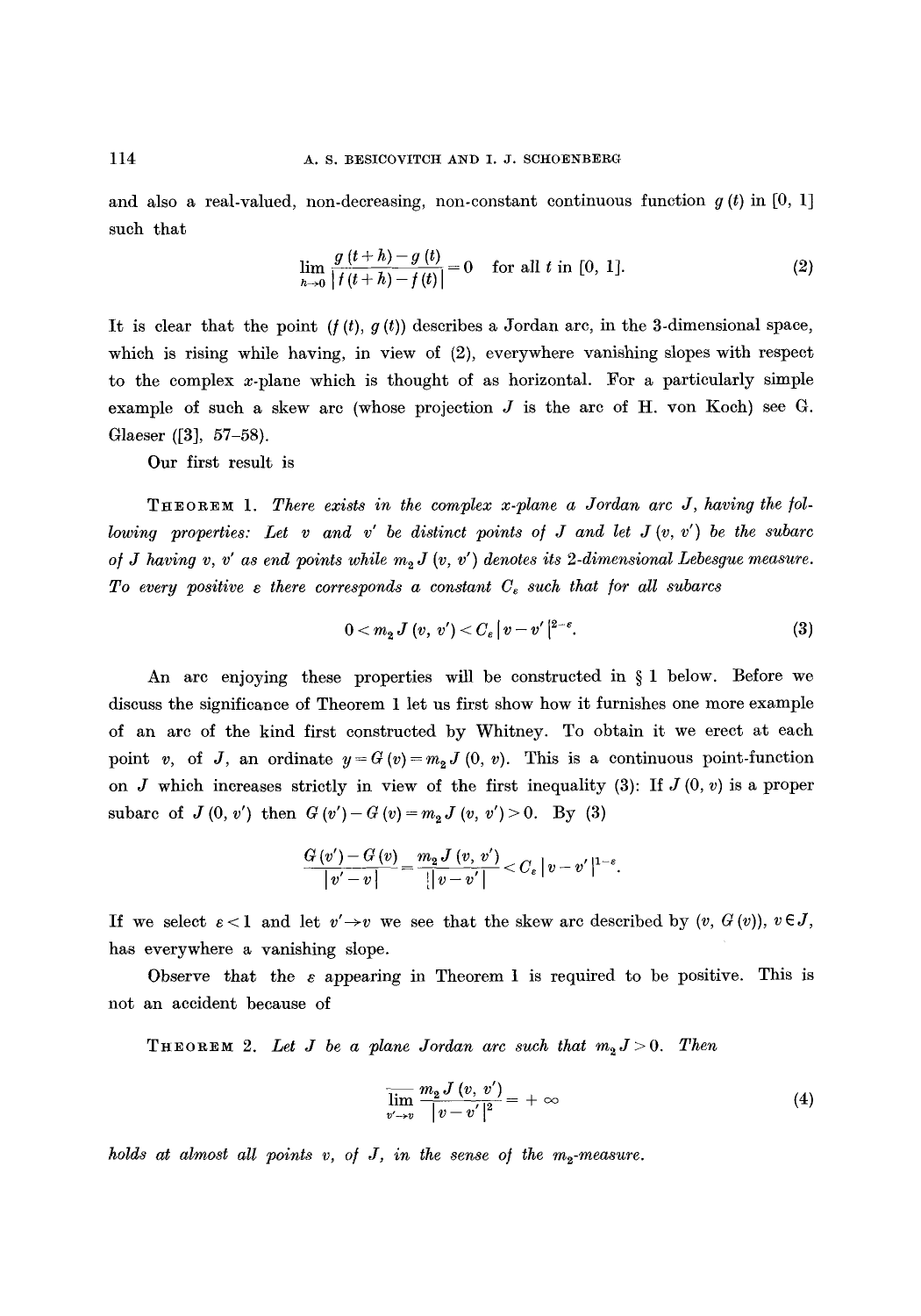and also a real-valued, non-decreasing, non-constant continuous function $g(t)$ in $[0, 1]$ such that

$$\lim_{h \to 0} \frac{g(t+h) - g(t)}{|f(t+h) - f(t)|} = 0 \quad \text{for all } t \text{ in } [0, 1]. \tag{2}$$

It is clear that the point $(f(t), g(t))$ describes a Jordan arc, in the 3-dimensional space, which is rising while having, in view of (2), everywhere vanishing slopes with respect to the complex $x$-plane which is thought of as horizontal. For a particularly simple example of such a skew arc (whose projection $J$ is the arc of H. von Koch) see G. Glaeser ([3], 57–58).

Our first result is

THEOREM 1. *There exists in the complex $x$-plane a Jordan arc $J$, having the following properties: Let $v$ and $v'$ be distinct points of $J$ and let $J(v, v')$ be the subarc of $J$ having $v$, $v'$ as end points while $m_2 J(v, v')$ denotes its 2-dimensional Lebesgue measure. To every positive $\varepsilon$ there corresponds a constant $C_\varepsilon$ such that for all subarcs*

$$0 < m_2 J(v, v') < C_\varepsilon |v - v'|^{2-\varepsilon}. \tag{3}$$

An arc enjoying these properties will be constructed in § 1 below. Before we discuss the significance of Theorem 1 let us first show how it furnishes one more example of an arc of the kind first constructed by Whitney. To obtain it we erect at each point $v$, of $J$, an ordinate $y = G(v) = m_2 J(0, v)$. This is a continuous point-function on $J$ which increases strictly in view of the first inequality (3): If $J(0, v)$ is a proper subarc of $J(0, v')$ then $G(v') - G(v) = m_2 J(v, v') > 0$. By (3)

$$\frac{G(v') - G(v)}{|v' - v|} = \frac{m_2 J(v, v')}{|v - v'|} < C_\varepsilon |v - v'|^{1-\varepsilon}.$$

If we select $\varepsilon < 1$ and let $v' \to v$ we see that the skew arc described by $(v, G(v))$, $v \in J$, has everywhere a vanishing slope.

Observe that the $\varepsilon$ appearing in Theorem 1 is required to be positive. This is not an accident because of

THEOREM 2. *Let $J$ be a plane Jordan arc such that $m_2 J > 0$. Then*

$$\overline{\lim_{v' \to v}} \frac{m_2 J(v, v')}{|v - v'|^2} = +\infty \tag{4}$$

*holds at almost all points $v$, of $J$, in the sense of the $m_2$-measure.*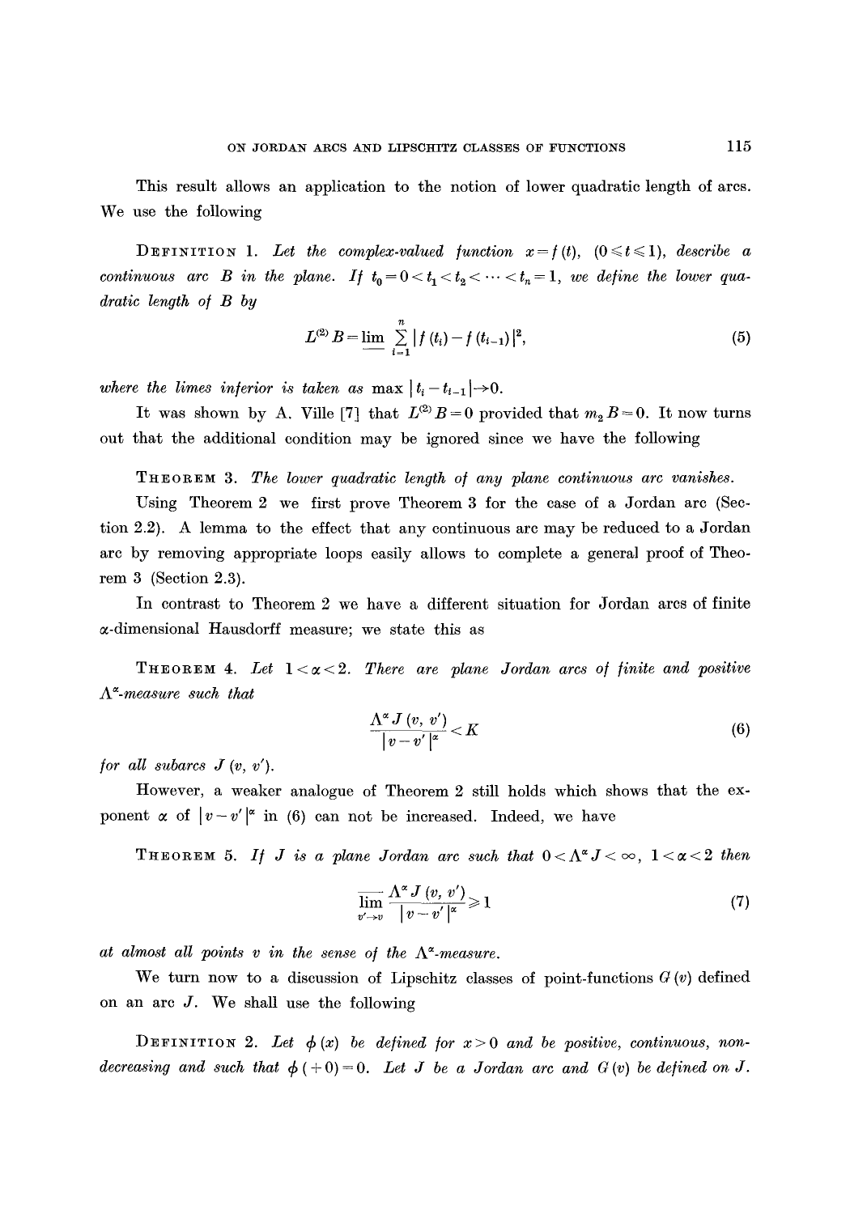This result allows an application to the notion of lower quadratic length of arcs. We use the following

Definition 1. *Let the complex-valued function $x = f(t)$, $(0 \leqslant t \leqslant 1)$, describe a continuous arc $B$ in the plane. If $t_0 = 0 < t_1 < t_2 < \cdots < t_n = 1$, we define the lower quadratic length of $B$ by*

$$L^{(2)} B = \varliminf \sum_{i=1}^{n} |f(t_i) - f(t_{i-1})|^2, \tag{5}$$

*where the limes inferior is taken as* $\max |t_i - t_{i-1}| \to 0$.

It was shown by A. Ville [7] that $L^{(2)} B = 0$ provided that $m_2 B = 0$. It now turns out that the additional condition may be ignored since we have the following

Theorem 3. *The lower quadratic length of any plane continuous arc vanishes.*

Using Theorem 2 we first prove Theorem 3 for the case of a Jordan arc (Section 2.2). A lemma to the effect that any continuous arc may be reduced to a Jordan arc by removing appropriate loops easily allows to complete a general proof of Theorem 3 (Section 2.3).

In contrast to Theorem 2 we have a different situation for Jordan arcs of finite $\alpha$-dimensional Hausdorff measure; we state this as

Theorem 4. *Let $1 < \alpha < 2$. There are plane Jordan arcs of finite and positive $\Lambda^\alpha$-measure such that*

$$\frac{\Lambda^\alpha J(v, v')}{|v - v'|^\alpha} < K \tag{6}$$

*for all subarcs $J(v, v')$.*

However, a weaker analogue of Theorem 2 still holds which shows that the exponent $\alpha$ of $|v - v'|^\alpha$ in (6) can not be increased. Indeed, we have

Theorem 5. *If $J$ is a plane Jordan arc such that $0 < \Lambda^\alpha J < \infty$, $1 < \alpha < 2$ then*

$$\varlimsup_{v' \to v} \frac{\Lambda^\alpha J(v, v')}{|v - v'|^\alpha} \geqslant 1 \tag{7}$$

*at almost all points $v$ in the sense of the $\Lambda^\alpha$-measure.*

We turn now to a discussion of Lipschitz classes of point-functions $G(v)$ defined on an arc $J$. We shall use the following

Definition 2. *Let $\phi(x)$ be defined for $x > 0$ and be positive, continuous, non-decreasing and such that $\phi(+0) = 0$. Let $J$ be a Jordan arc and $G(v)$ be defined on $J$.*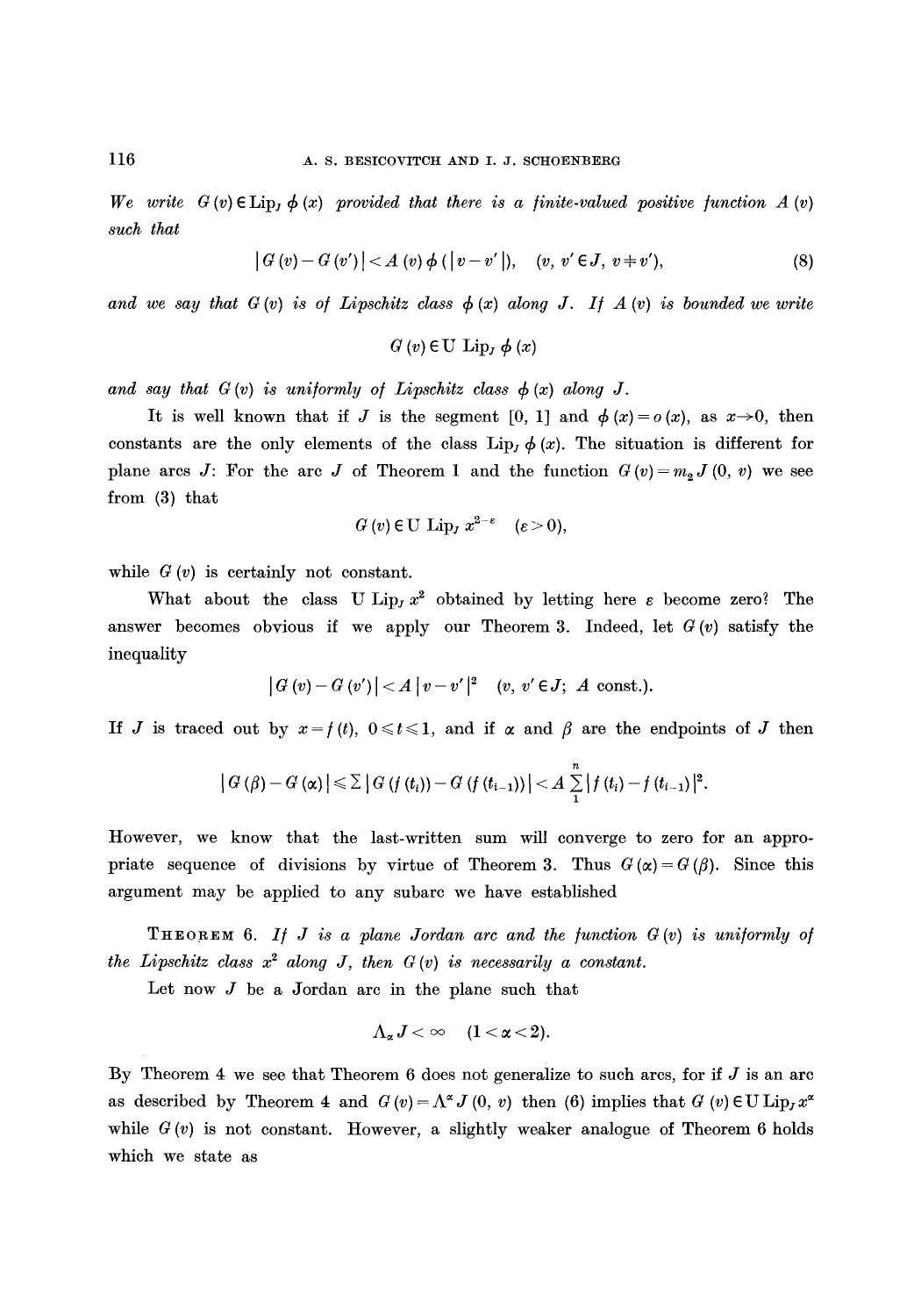*We write* $G(v) \in \mathrm{Lip}_J\, \phi(x)$ *provided that there is a finite-valued positive function* $A(v)$ *such that*

$$|G(v) - G(v')| < A(v)\, \phi(|v - v'|), \quad (v, v' \in J,\ v \neq v'), \tag{8}$$

*and we say that* $G(v)$ *is of Lipschitz class* $\phi(x)$ *along* $J$. *If* $A(v)$ *is bounded we write*

$$G(v) \in \mathrm{U\ Lip}_J\, \phi(x)$$

*and say that* $G(v)$ *is uniformly of Lipschitz class* $\phi(x)$ *along* $J$.

It is well known that if $J$ is the segment $[0, 1]$ and $\phi(x) = o(x)$, as $x \to 0$, then constants are the only elements of the class $\mathrm{Lip}_J\, \phi(x)$. The situation is different for plane arcs $J$: For the arc $J$ of Theorem 1 and the function $G(v) = m_2 J(0, v)$ we see from (3) that

$$G(v) \in \mathrm{U\ Lip}_J\, x^{2-\varepsilon} \quad (\varepsilon > 0),$$

while $G(v)$ is certainly not constant.

What about the class $\mathrm{U\ Lip}_J\, x^2$ obtained by letting here $\varepsilon$ become zero? The answer becomes obvious if we apply our Theorem 3. Indeed, let $G(v)$ satisfy the inequality

$$|G(v) - G(v')| < A\, |v - v'|^2 \quad (v, v' \in J;\ A \text{ const.}).$$

If $J$ is traced out by $x = f(t)$, $0 \leqslant t \leqslant 1$, and if $\alpha$ and $\beta$ are the endpoints of $J$ then

$$|G(\beta) - G(\alpha)| \leqslant \sum |G(f(t_i)) - G(f(t_{i-1}))| < A \sum_1^n |f(t_i) - f(t_{i-1})|^2.$$

However, we know that the last-written sum will converge to zero for an appropriate sequence of divisions by virtue of Theorem 3. Thus $G(\alpha) = G(\beta)$. Since this argument may be applied to any subarc we have established

THEOREM 6. *If* $J$ *is a plane Jordan arc and the function* $G(v)$ *is uniformly of the Lipschitz class* $x^2$ *along* $J$, *then* $G(v)$ *is necessarily a constant.*

Let now $J$ be a Jordan arc in the plane such that

$$\Lambda_\alpha J < \infty \quad (1 < \alpha < 2).$$

By Theorem 4 we see that Theorem 6 does not generalize to such arcs, for if $J$ is an arc as described by Theorem 4 and $G(v) = \Lambda^\alpha J(0, v)$ then (6) implies that $G(v) \in \mathrm{U\ Lip}_J\, x^\alpha$ while $G(v)$ is not constant. However, a slightly weaker analogue of Theorem 6 holds which we state as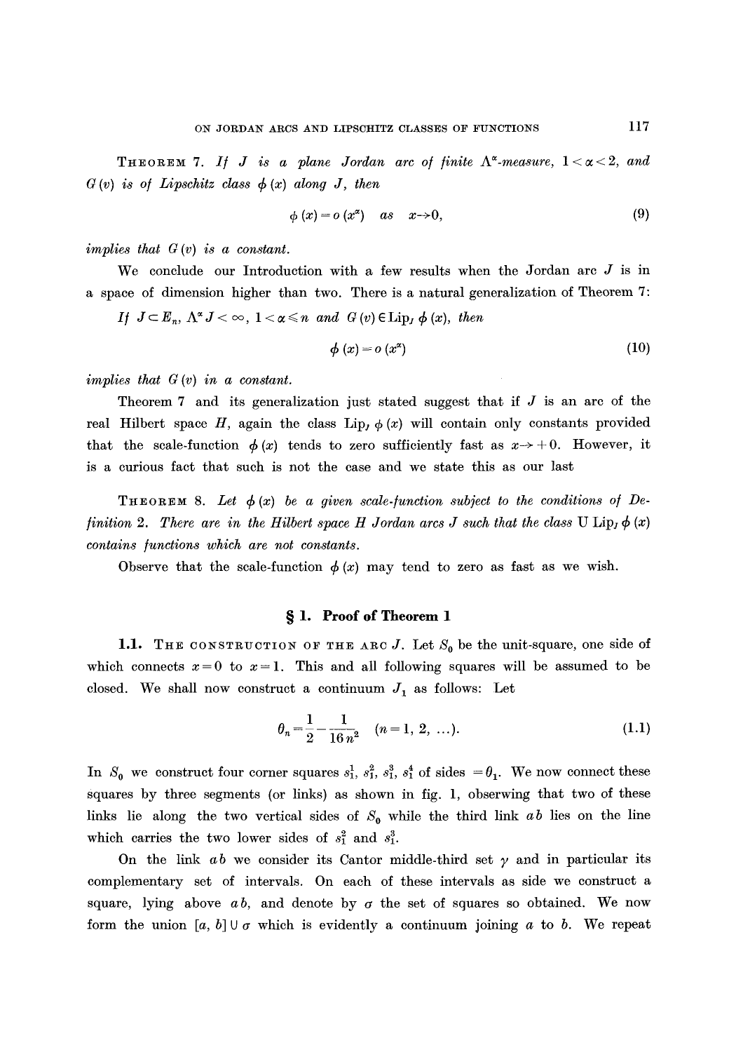**Theorem 7.** *If $J$ is a plane Jordan arc of finite $\Lambda^{\alpha}$-measure, $1 < \alpha < 2$, and $G(v)$ is of Lipschitz class $\phi(x)$ along $J$, then*

$$\phi(x) = o(x^{\alpha}) \quad \text{as} \quad x \to 0, \tag{9}$$

*implies that $G(v)$ is a constant.*

We conclude our Introduction with a few results when the Jordan arc $J$ is in a space of dimension higher than two. There is a natural generalization of Theorem 7:

*If $J \subset E_n$, $\Lambda^{\alpha} J < \infty$, $1 < \alpha \leqslant n$ and $G(v) \in \mathrm{Lip}_J\, \phi(x)$, then*

$$\phi(x) = o(x^{\alpha}) \tag{10}$$

*implies that $G(v)$ in a constant.*

Theorem 7 and its generalization just stated suggest that if $J$ is an arc of the real Hilbert space $H$, again the class $\mathrm{Lip}_J\, \phi(x)$ will contain only constants provided that the scale-function $\phi(x)$ tends to zero sufficiently fast as $x \to +0$. However, it is a curious fact that such is not the case and we state this as our last

**Theorem 8.** *Let $\phi(x)$ be a given scale-function subject to the conditions of Definition 2. There are in the Hilbert space $H$ Jordan arcs $J$ such that the class $\mathrm{U\,Lip}_J\, \phi(x)$ contains functions which are not constants.*

Observe that the scale-function $\phi(x)$ may tend to zero as fast as we wish.

## § 1. Proof of Theorem 1

**1.1. The construction of the arc $J$.** Let $S_0$ be the unit-square, one side of which connects $x = 0$ to $x = 1$. This and all following squares will be assumed to be closed. We shall now construct a continuum $J_1$ as follows: Let

$$\theta_n = \frac{1}{2} - \frac{1}{16 n^2} \quad (n = 1, 2, \ldots). \tag{1.1}$$

In $S_0$ we construct four corner squares $s_1^1, s_1^2, s_1^3, s_1^4$ of sides $= \theta_1$. We now connect these squares by three segments (or links) as shown in fig. 1, obserwing that two of these links lie along the two vertical sides of $S_0$ while the third link $ab$ lies on the line which carries the two lower sides of $s_1^2$ and $s_1^3$.

On the link $ab$ we consider its Cantor middle-third set $\gamma$ and in particular its complementary set of intervals. On each of these intervals as side we construct a square, lying above $ab$, and denote by $\sigma$ the set of squares so obtained. We now form the union $[a, b] \cup \sigma$ which is evidently a continuum joining $a$ to $b$. We repeat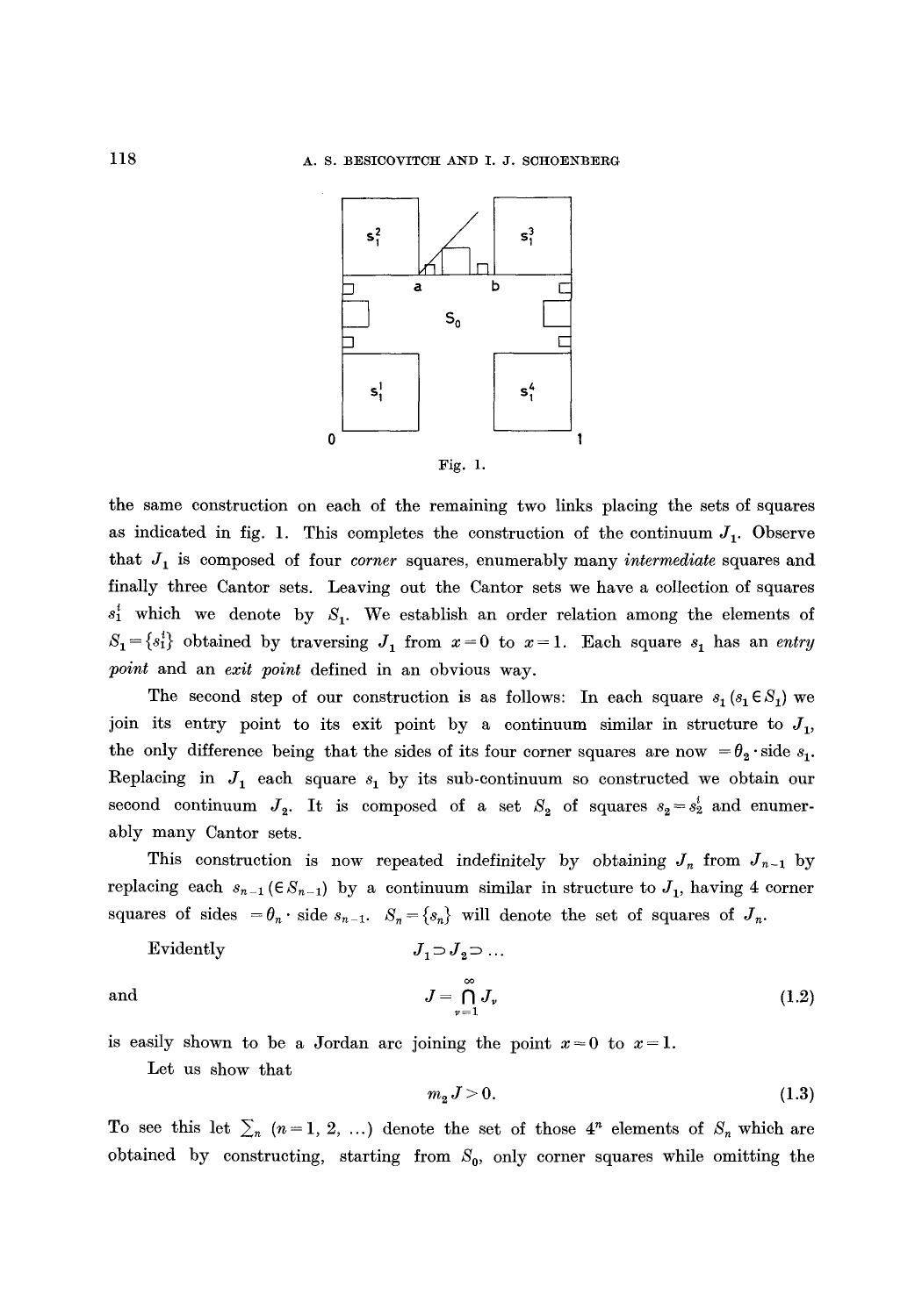Fig. 1.

the same construction on each of the remaining two links placing the sets of squares as indicated in fig. 1. This completes the construction of the continuum $J_1$. Observe that $J_1$ is composed of four *corner* squares, enumerably many *intermediate* squares and finally three Cantor sets. Leaving out the Cantor sets we have a collection of squares $s_1^i$ which we denote by $S_1$. We establish an order relation among the elements of $S_1 = \{s_1^i\}$ obtained by traversing $J_1$ from $x=0$ to $x=1$. Each square $s_1$ has an *entry point* and an *exit point* defined in an obvious way.

The second step of our construction is as follows: In each square $s_1$ ($s_1 \in S_1$) we join its entry point to its exit point by a continuum similar in structure to $J_1$, the only difference being that the sides of its four corner squares are now $= \theta_2 \cdot \text{side } s_1$. Replacing in $J_1$ each square $s_1$ by its sub-continuum so constructed we obtain our second continuum $J_2$. It is composed of a set $S_2$ of squares $s_2 = s_2^i$ and enumerably many Cantor sets.

This construction is now repeated indefinitely by obtaining $J_n$ from $J_{n-1}$ by replacing each $s_{n-1}$ ($\in S_{n-1}$) by a continuum similar in structure to $J_1$, having 4 corner squares of sides $= \theta_n \cdot \text{side } s_{n-1}$. $S_n = \{s_n\}$ will denote the set of squares of $J_n$.

Evidently
$$J_1 \supset J_2 \supset \dots$$

and
$$J = \bigcap_{\nu=1}^{\infty} J_\nu \tag{1.2}$$

is easily shown to be a Jordan arc joining the point $x=0$ to $x=1$.

Let us show that
$$m_2 J > 0. \tag{1.3}$$

To see this let $\sum_n$ ($n = 1, 2, \dots$) denote the set of those $4^n$ elements of $S_n$ which are obtained by constructing, starting from $S_0$, only corner squares while omitting the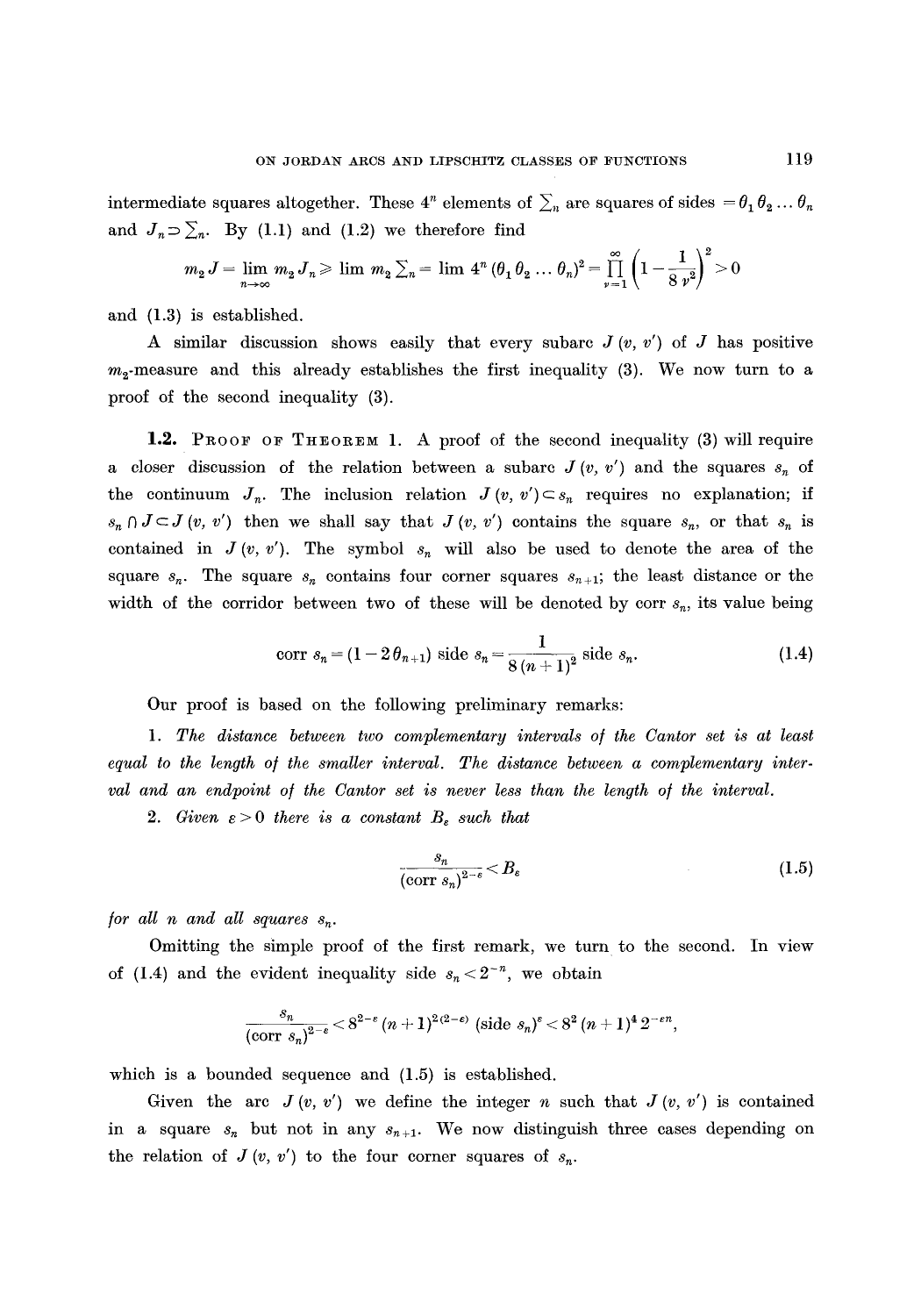intermediate squares altogether. These $4^n$ elements of $\sum_n$ are squares of sides $=\theta_1 \theta_2 \ldots \theta_n$ and $J_n \supset \sum_n$. By (1.1) and (1.2) we therefore find

$$m_2 J = \lim_{n\to\infty} m_2 J_n \geqslant \lim m_2 \sum\nolimits_n = \lim 4^n (\theta_1 \theta_2 \ldots \theta_n)^2 = \prod_{\nu=1}^{\infty} \left(1 - \frac{1}{8\nu^2}\right)^2 > 0$$

and (1.3) is established.

A similar discussion shows easily that every subarc $J(v, v')$ of $J$ has positive $m_2$-measure and this already establishes the first inequality (3). We now turn to a proof of the second inequality (3).

**1.2.** Proof of Theorem 1. A proof of the second inequality (3) will require a closer discussion of the relation between a subarc $J(v, v')$ and the squares $s_n$ of the continuum $J_n$. The inclusion relation $J(v, v') \subset s_n$ requires no explanation; if $s_n \cap J \subset J(v, v')$ then we shall say that $J(v, v')$ contains the square $s_n$, or that $s_n$ is contained in $J(v, v')$. The symbol $s_n$ will also be used to denote the area of the square $s_n$. The square $s_n$ contains four corner squares $s_{n+1}$; the least distance or the width of the corridor between two of these will be denoted by corr $s_n$, its value being

$$\operatorname{corr} s_n = (1 - 2\theta_{n+1}) \operatorname{side} s_n = \frac{1}{8(n+1)^2} \operatorname{side} s_n. \tag{1.4}$$

Our proof is based on the following preliminary remarks:

1. *The distance between two complementary intervals of the Cantor set is at least equal to the length of the smaller interval. The distance between a complementary interval and an endpoint of the Cantor set is never less than the length of the interval.*

2. *Given $\varepsilon > 0$ there is a constant $B_\varepsilon$ such that*

$$\frac{s_n}{(\operatorname{corr} s_n)^{2-\varepsilon}} < B_\varepsilon \tag{1.5}$$

*for all $n$ and all squares $s_n$.*

Omitting the simple proof of the first remark, we turn to the second. In view of (1.4) and the evident inequality side $s_n < 2^{-n}$, we obtain

$$\frac{s_n}{(\operatorname{corr} s_n)^{2-\varepsilon}} < 8^{2-\varepsilon} (n+1)^{2(2-\varepsilon)} (\operatorname{side} s_n)^{\varepsilon} < 8^2 (n+1)^4 2^{-\varepsilon n},$$

which is a bounded sequence and (1.5) is established.

Given the arc $J(v, v')$ we define the integer $n$ such that $J(v, v')$ is contained in a square $s_n$ but not in any $s_{n+1}$. We now distinguish three cases depending on the relation of $J(v, v')$ to the four corner squares of $s_n$.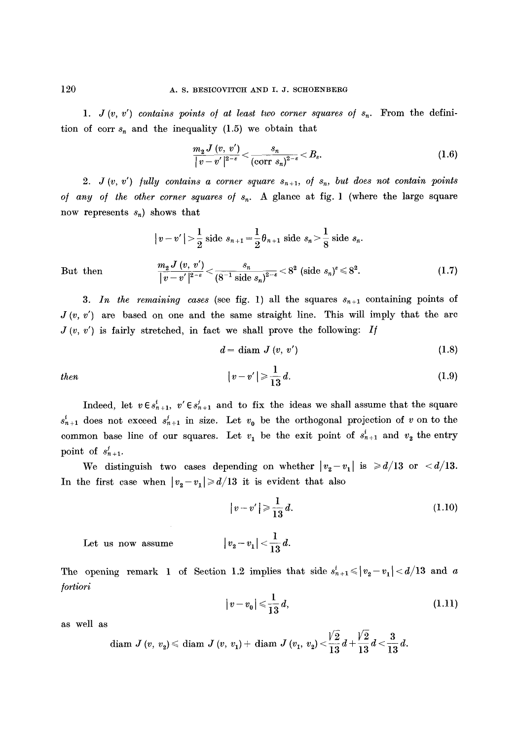1. *$J(v, v')$ contains points of at least two corner squares of $s_n$.* From the definition of corr $s_n$ and the inequality (1.5) we obtain that

$$\frac{m_2 J(v, v')}{|v-v'|^{2-\varepsilon}} < \frac{s_n}{(\operatorname{corr} s_n)^{2-\varepsilon}} < B_\varepsilon. \tag{1.6}$$

2. *$J(v, v')$ fully contains a corner square $s_{n+1}$, of $s_n$, but does not contain points of any of the other corner squares of $s_n$.* A glance at fig. 1 (where the large square now represents $s_n$) shows that

$$|v-v'| > \frac{1}{2} \text{ side } s_{n+1} = \frac{1}{2}\theta_{n+1} \text{ side } s_n > \frac{1}{8} \text{ side } s_n.$$

But then
$$\frac{m_2 J(v, v')}{|v-v'|^{2-\varepsilon}} < \frac{s_n}{(8^{-1} \text{ side } s_n)^{2-\varepsilon}} < 8^2 \, (\text{side } s_n)^\varepsilon \leqslant 8^2. \tag{1.7}$$

3. *In the remaining cases* (see fig. 1) all the squares $s_{n+1}$ containing points of $J(v, v')$ are based on one and the same straight line. This will imply that the arc $J(v, v')$ is fairly stretched, in fact we shall prove the following: *If*

$$d = \operatorname{diam} J(v, v') \tag{1.8}$$

*then*
$$|v-v'| \geqslant \frac{1}{13} d. \tag{1.9}$$

Indeed, let $v \in s_{n+1}^i$, $v' \in s_{n+1}^j$ and to fix the ideas we shall assume that the square $s_{n+1}^i$ does not exceed $s_{n+1}^j$ in size. Let $v_0$ be the orthogonal projection of $v$ on to the common base line of our squares. Let $v_1$ be the exit point of $s_{n+1}^i$ and $v_2$ the entry point of $s_{n+1}^j$.

We distinguish two cases depending on whether $|v_2 - v_1|$ is $\geqslant d/13$ or $< d/13$. In the first case when $|v_2 - v_1| \geqslant d/13$ it is evident that also

$$|v-v'| \geqslant \frac{1}{13} d. \tag{1.10}$$

Let us now assume
$$|v_2 - v_1| < \frac{1}{13} d.$$

The opening remark 1 of Section 1.2 implies that side $s_{n+1}^i \leqslant |v_2 - v_1| < d/13$ and *a fortiori*

$$|v - v_0| \leqslant \frac{1}{13} d, \tag{1.11}$$

as well as

$$\operatorname{diam} J(v, v_2) \leqslant \operatorname{diam} J(v, v_1) + \operatorname{diam} J(v_1, v_2) < \frac{\sqrt{2}}{13} d + \frac{\sqrt{2}}{13} d < \frac{3}{13} d.$$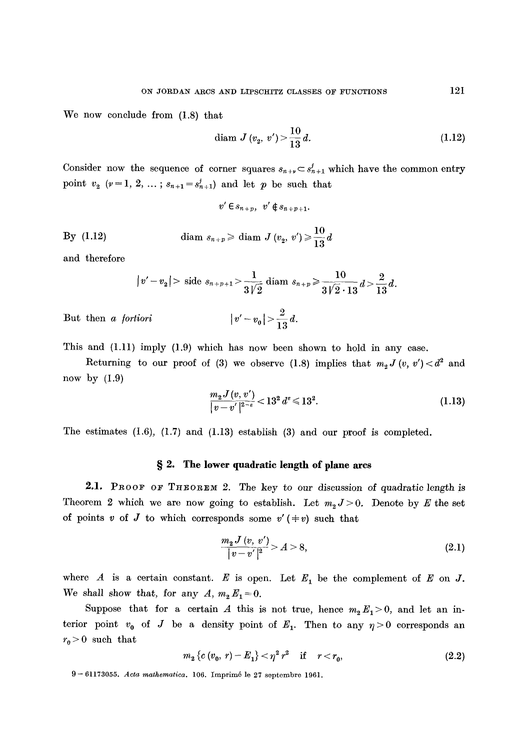We now conclude from (1.8) that

$$\operatorname{diam} J(v_2, v') > \frac{10}{13} d. \tag{1.12}$$

Consider now the sequence of corner squares $s_{n+\nu} \subset s^j_{n+1}$ which have the common entry point $v_2$ ($\nu = 1, 2, \ldots$ ; $s_{n+1} = s^j_{n+1}$) and let $p$ be such that

$$v' \in s_{n+p}, \quad v' \notin s_{n+p+1}.$$

By (1.12)

$$\operatorname{diam} s_{n+p} \geqslant \operatorname{diam} J(v_2, v') \geqslant \frac{10}{13} d$$

and therefore

$$|v' - v_2| > \text{side } s_{n+p+1} > \frac{1}{3\sqrt{2}} \operatorname{diam} s_{n+p} \geqslant \frac{10}{3\sqrt{2} \cdot 13} d > \frac{2}{13} d.$$

But then *a fortiori*

$$|v' - v_0| > \frac{2}{13} d.$$

This and (1.11) imply (1.9) which has now been shown to hold in any case.

Returning to our proof of (3) we observe (1.8) implies that $m_2 J(v, v') < d^2$ and now by (1.9)

$$\frac{m_2 J(v, v')}{|v - v'|^{2-\varepsilon}} < 13^2 d^\varepsilon \leqslant 13^2. \tag{1.13}$$

The estimates (1.6), (1.7) and (1.13) establish (3) and our proof is completed.

## § 2. The lower quadratic length of plane arcs

**2.1. Proof of Theorem 2.** The key to our discussion of quadratic length is Theorem 2 which we are now going to establish. Let $m_2 J > 0$. Denote by $E$ the set of points $v$ of $J$ to which corresponds some $v'$ ($\neq v$) such that

$$\frac{m_2 J(v, v')}{|v - v'|^2} > A > 8, \tag{2.1}$$

where $A$ is a certain constant. $E$ is open. Let $E_1$ be the complement of $E$ on $J$. We shall show that, for any $A$, $m_2 E_1 = 0$.

Suppose that for a certain $A$ this is not true, hence $m_2 E_1 > 0$, and let an interior point $v_0$ of $J$ be a density point of $E_1$. Then to any $\eta > 0$ corresponds an $r_0 > 0$ such that

$$m_2 \{c(v_0, r) - E_1\} < \eta^2 r^2 \quad \text{if} \quad r < r_0, \tag{2.2}$$

9 – 61173055. *Acta mathematica*. 106. Imprimé le 27 septembre 1961.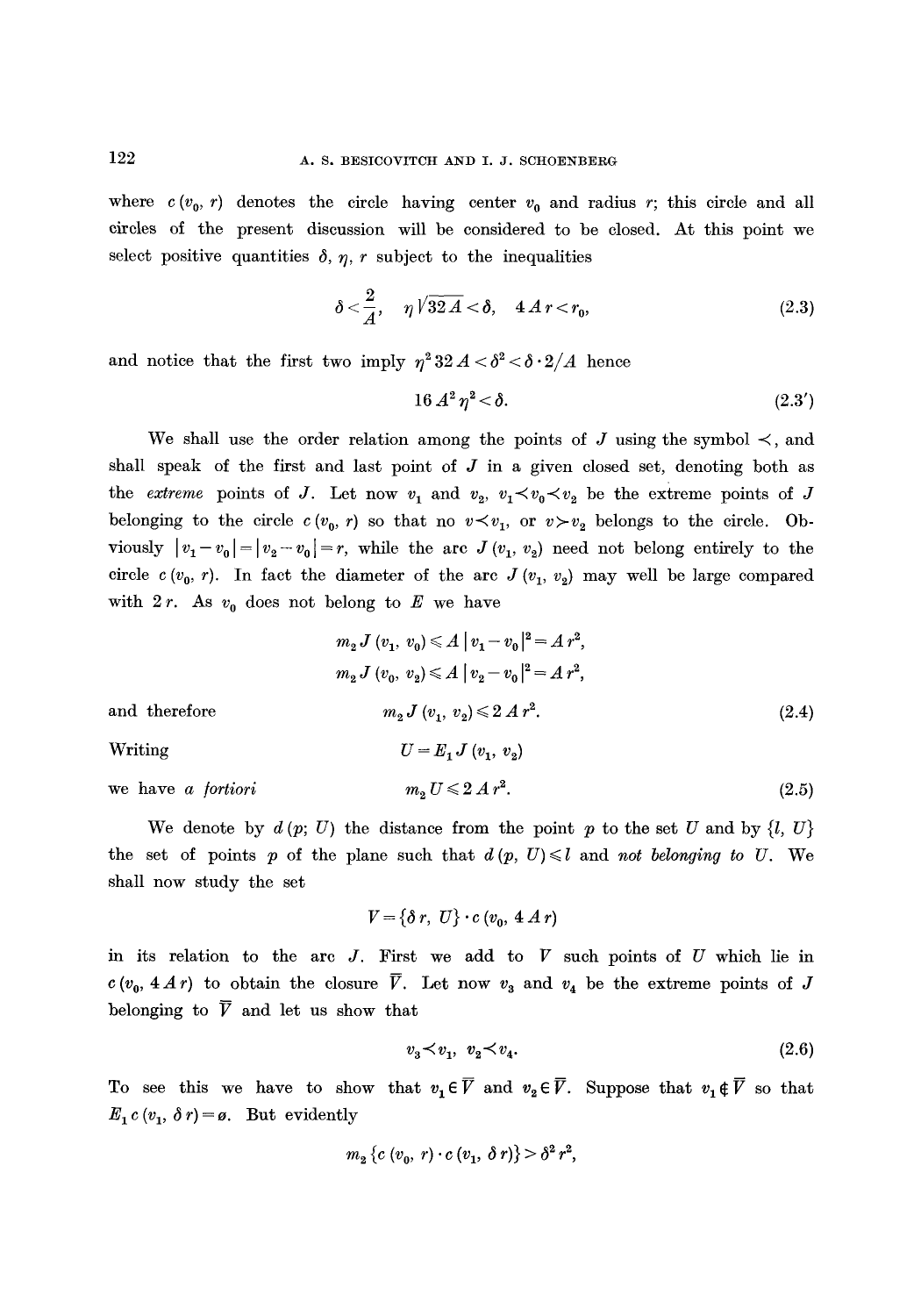where $c(v_0, r)$ denotes the circle having center $v_0$ and radius $r$; this circle and all circles of the present discussion will be considered to be closed. At this point we select positive quantities $\delta$, $\eta$, $r$ subject to the inequalities

$$\delta < \frac{2}{A}, \quad \eta\sqrt{32A} < \delta, \quad 4Ar < r_0, \tag{2.3}$$

and notice that the first two imply $\eta^2 32 A < \delta^2 < \delta \cdot 2/A$ hence

$$16A^2\eta^2 < \delta. \tag{2.3'}$$

We shall use the order relation among the points of $J$ using the symbol $\prec$, and shall speak of the first and last point of $J$ in a given closed set, denoting both as the *extreme* points of $J$. Let now $v_1$ and $v_2$, $v_1 \prec v_0 \prec v_2$ be the extreme points of $J$ belonging to the circle $c(v_0, r)$ so that no $v \prec v_1$, or $v \succ v_2$ belongs to the circle. Obviously $|v_1 - v_0| = |v_2 - v_0| = r$, while the arc $J(v_1, v_2)$ need not belong entirely to the circle $c(v_0, r)$. In fact the diameter of the arc $J(v_1, v_2)$ may well be large compared with $2r$. As $v_0$ does not belong to $E$ we have

$$m_2 J(v_1, v_0) \leqslant A\,|v_1 - v_0|^2 = Ar^2,$$

$$m_2 J(v_0, v_2) \leqslant A\,|v_2 - v_0|^2 = Ar^2,$$

and therefore

$$m_2 J(v_1, v_2) \leqslant 2Ar^2. \tag{2.4}$$

Writing

$$U = E_1 J(v_1, v_2)$$

we have *a fortiori*

$$m_2 U \leqslant 2Ar^2. \tag{2.5}$$

We denote by $d(p; U)$ the distance from the point $p$ to the set $U$ and by $\{l, U\}$ the set of points $p$ of the plane such that $d(p, U) \leqslant l$ and *not belonging to* $U$. We shall now study the set

$$V = \{\delta r, U\} \cdot c(v_0, 4Ar)$$

in its relation to the arc $J$. First we add to $V$ such points of $U$ which lie in $c(v_0, 4Ar)$ to obtain the closure $\bar{V}$. Let now $v_3$ and $v_4$ be the extreme points of $J$ belonging to $\bar{V}$ and let us show that

$$v_3 \prec v_1, \quad v_2 \prec v_4. \tag{2.6}$$

To see this we have to show that $v_1 \in \bar{V}$ and $v_2 \in \bar{V}$. Suppose that $v_1 \notin \bar{V}$ so that $E_1 c(v_1, \delta r) = \emptyset$. But evidently

$$m_2\{c(v_0, r) \cdot c(v_1, \delta r)\} > \delta^2 r^2,$$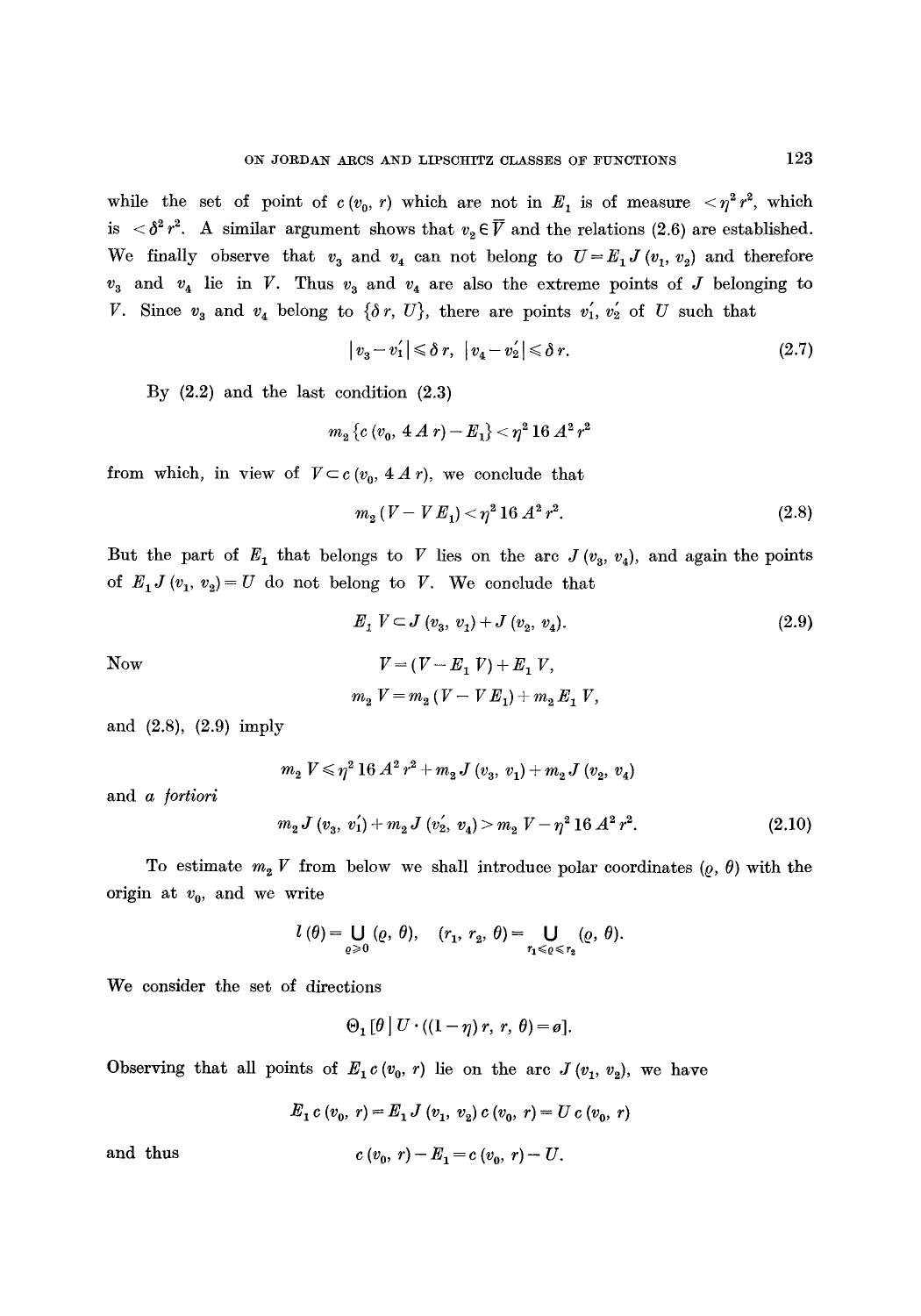while the set of point of $c(v_0, r)$ which are not in $E_1$ is of measure $< \eta^2 r^2$, which is $< \delta^2 r^2$. A similar argument shows that $v_2 \in \bar{V}$ and the relations (2.6) are established. We finally observe that $v_3$ and $v_4$ can not belong to $U = E_1 J(v_1, v_2)$ and therefore $v_3$ and $v_4$ lie in $V$. Thus $v_3$ and $v_4$ are also the extreme points of $J$ belonging to $V$. Since $v_3$ and $v_4$ belong to $\{\delta r, U\}$, there are points $v_1', v_2'$ of $U$ such that

$$|v_3 - v_1'| \leqslant \delta r, \ |v_4 - v_2'| \leqslant \delta r. \tag{2.7}$$

By (2.2) and the last condition (2.3)

$$m_2 \{c(v_0, 4Ar) - E_1\} < \eta^2 16 A^2 r^2$$

from which, in view of $V \subset c(v_0, 4Ar)$, we conclude that

$$m_2(V - VE_1) < \eta^2 16 A^2 r^2. \tag{2.8}$$

But the part of $E_1$ that belongs to $V$ lies on the arc $J(v_3, v_4)$, and again the points of $E_1 J(v_1, v_2) = U$ do not belong to $V$. We conclude that

$$E_1 V \subset J(v_3, v_1) + J(v_2, v_4). \tag{2.9}$$

Now

$$V = (V - E_1 V) + E_1 V,$$

$$m_2 V = m_2 (V - VE_1) + m_2 E_1 V,$$

and (2.8), (2.9) imply

$$m_2 V \leqslant \eta^2 16 A^2 r^2 + m_2 J(v_3, v_1) + m_2 J(v_2, v_4)$$

and *a fortiori*

$$m_2 J(v_3, v_1') + m_2 J(v_2', v_4) > m_2 V - \eta^2 16 A^2 r^2. \tag{2.10}$$

To estimate $m_2 V$ from below we shall introduce polar coordinates $(\varrho, \theta)$ with the origin at $v_0$, and we write

$$l(\theta) = \bigcup_{\varrho \geqslant 0} (\varrho, \theta), \quad (r_1, r_2, \theta) = \bigcup_{r_1 \leqslant \varrho \leqslant r_2} (\varrho, \theta).$$

We consider the set of directions

$$\Theta_1 [\theta \mid U \cdot ((1-\eta) r, r, \theta) = \emptyset].$$

Observing that all points of $E_1 c(v_0, r)$ lie on the arc $J(v_1, v_2)$, we have

$$E_1 c(v_0, r) = E_1 J(v_1, v_2) c(v_0, r) = U c(v_0, r)$$

and thus

$$c(v_0, r) - E_1 = c(v_0, r) - U.$$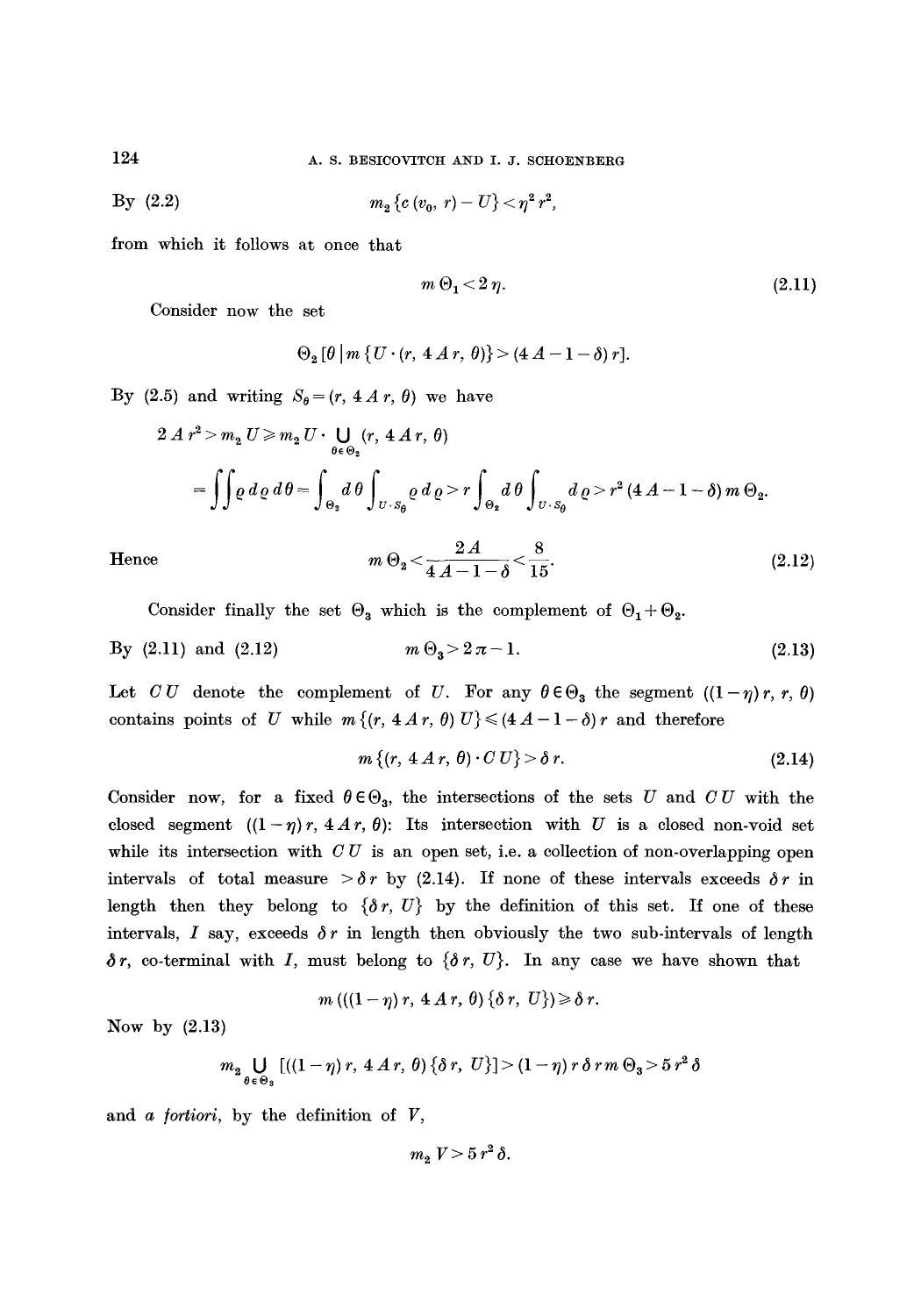By (2.2)
$$m_2\{c(v_0, r) - U\} < \eta^2 r^2,$$
from which it follows at once that
$$m\,\Theta_1 < 2\eta. \tag{2.11}$$

Consider now the set
$$\Theta_2[\theta \mid m\{U \cdot (r, 4Ar, \theta)\} > (4A - 1 - \delta) r].$$

By (2.5) and writing $S_\theta = (r, 4Ar, \theta)$ we have
$$2Ar^2 > m_2 U \geqslant m_2 U \cdot \bigcup_{\theta \in \Theta_2} (r, 4Ar, \theta)$$
$$= \iint \varrho \, d\varrho \, d\theta = \int_{\Theta_2} d\theta \int_{U \cdot S_\theta} \varrho \, d\varrho > r \int_{\Theta_2} d\theta \int_{U \cdot S_\theta} d\varrho > r^2 (4A - 1 - \delta)\, m\,\Theta_2.$$

Hence
$$m\,\Theta_2 < \frac{2A}{4A - 1 - \delta} < \frac{8}{15}. \tag{2.12}$$

Consider finally the set $\Theta_3$ which is the complement of $\Theta_1 + \Theta_2$.

By (2.11) and (2.12)
$$m\,\Theta_3 > 2\pi - 1. \tag{2.13}$$

Let $CU$ denote the complement of $U$. For any $\theta \in \Theta_3$ the segment $((1-\eta) r, r, \theta)$ contains points of $U$ while $m\{(r, 4Ar, \theta)\, U\} \leqslant (4A - 1 - \delta) r$ and therefore
$$m\{(r, 4Ar, \theta) \cdot CU\} > \delta r. \tag{2.14}$$

Consider now, for a fixed $\theta \in \Theta_3$, the intersections of the sets $U$ and $CU$ with the closed segment $((1-\eta) r, 4Ar, \theta)$: Its intersection with $U$ is a closed non-void set while its intersection with $CU$ is an open set, i.e. a collection of non-overlapping open intervals of total measure $> \delta r$ by (2.14). If none of these intervals exceeds $\delta r$ in length then they belong to $\{\delta r, U\}$ by the definition of this set. If one of these intervals, $I$ say, exceeds $\delta r$ in length then obviously the two sub-intervals of length $\delta r$, co-terminal with $I$, must belong to $\{\delta r, U\}$. In any case we have shown that
$$m\,(((1-\eta) r, 4Ar, \theta)\{\delta r, U\}) \geqslant \delta r.$$

Now by (2.13)
$$m_2 \bigcup_{\theta \in \Theta_3} [((1-\eta) r, 4Ar, \theta)\{\delta r, U\}] > (1-\eta)\, r\, \delta\, r\, m\,\Theta_3 > 5 r^2 \delta$$

and *a fortiori*, by the definition of $V$,
$$m_2 V > 5 r^2 \delta.$$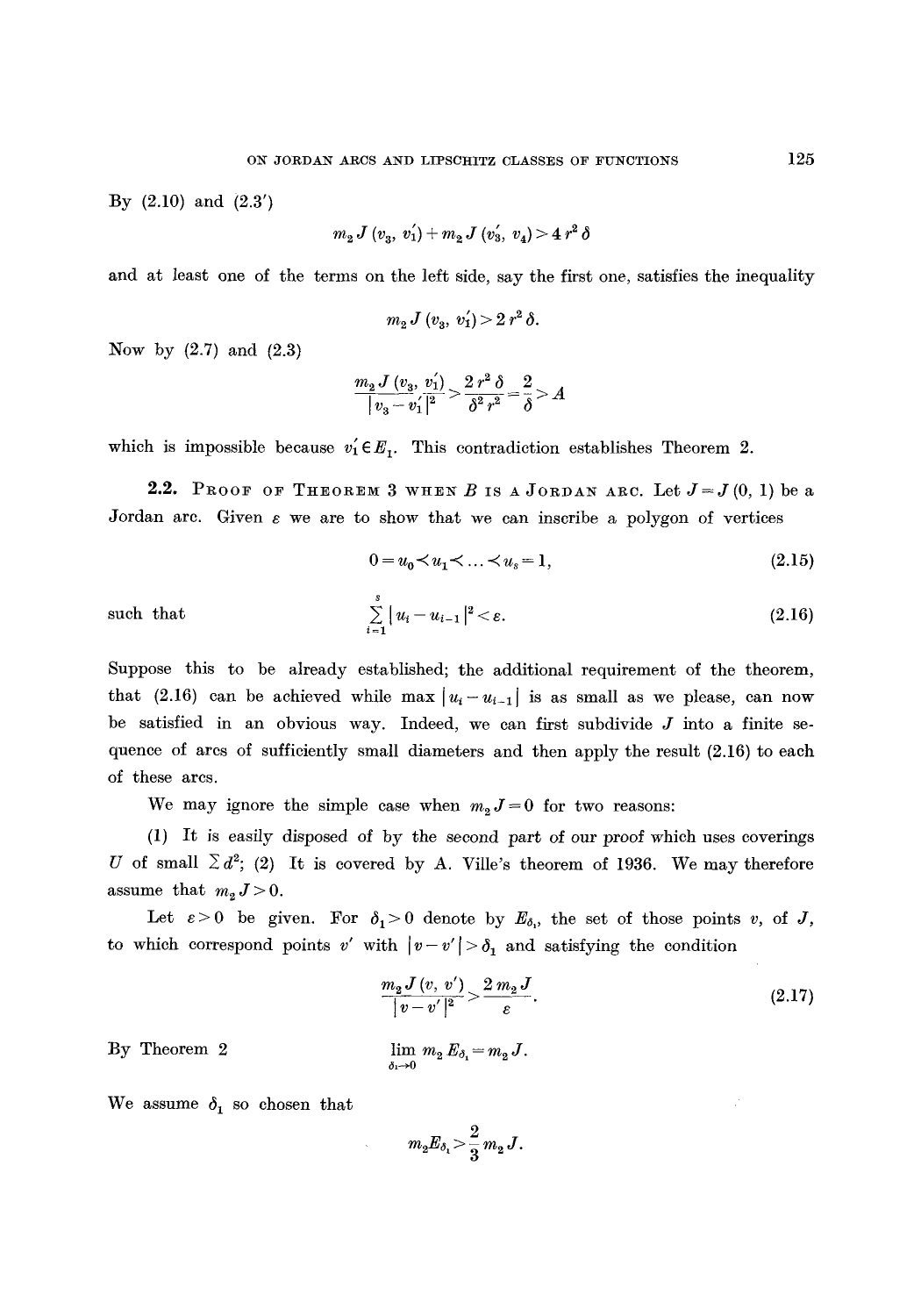By (2.10) and (2.3′)

$$m_2 J(v_3, v_1') + m_2 J(v_3', v_4) > 4 r^2 \delta$$

and at least one of the terms on the left side, say the first one, satisfies the inequality

$$m_2 J(v_3, v_1') > 2 r^2 \delta.$$

Now by (2.7) and (2.3)

$$\frac{m_2 J(v_3, v_1')}{|v_3 - v_1'|^2} > \frac{2 r^2 \delta}{\delta^2 r^2} = \frac{2}{\delta} > A$$

which is impossible because $v_1' \in E_1$. This contradiction establishes Theorem 2.

**2.2. Proof of Theorem 3 when $B$ is a Jordan arc.** Let $J = J(0, 1)$ be a Jordan arc. Given $\varepsilon$ we are to show that we can inscribe a polygon of vertices

$$0 = u_0 \prec u_1 \prec \ldots \prec u_s = 1, \tag{2.15}$$

such that

$$\sum_{i=1}^{s} |u_i - u_{i-1}|^2 < \varepsilon. \tag{2.16}$$

Suppose this to be already established; the additional requirement of the theorem, that (2.16) can be achieved while $\max |u_i - u_{i-1}|$ is as small as we please, can now be satisfied in an obvious way. Indeed, we can first subdivide $J$ into a finite sequence of arcs of sufficiently small diameters and then apply the result (2.16) to each of these arcs.

We may ignore the simple case when $m_2 J = 0$ for two reasons:

(1) It is easily disposed of by the second part of our proof which uses coverings $U$ of small $\sum d^2$; (2) It is covered by A. Ville's theorem of 1936. We may therefore assume that $m_2 J > 0$.

Let $\varepsilon > 0$ be given. For $\delta_1 > 0$ denote by $E_{\delta_1}$ the set of those points $v$, of $J$, to which correspond points $v'$ with $|v - v'| > \delta_1$ and satisfying the condition

$$\frac{m_2 J(v, v')}{|v - v'|^2} > \frac{2 m_2 J}{\varepsilon}. \tag{2.17}$$

By Theorem 2

$$\lim_{\delta_1 \to 0} m_2 E_{\delta_1} = m_2 J.$$

We assume $\delta_1$ so chosen that

$$m_2 E_{\delta_1} > \frac{2}{3} m_2 J.$$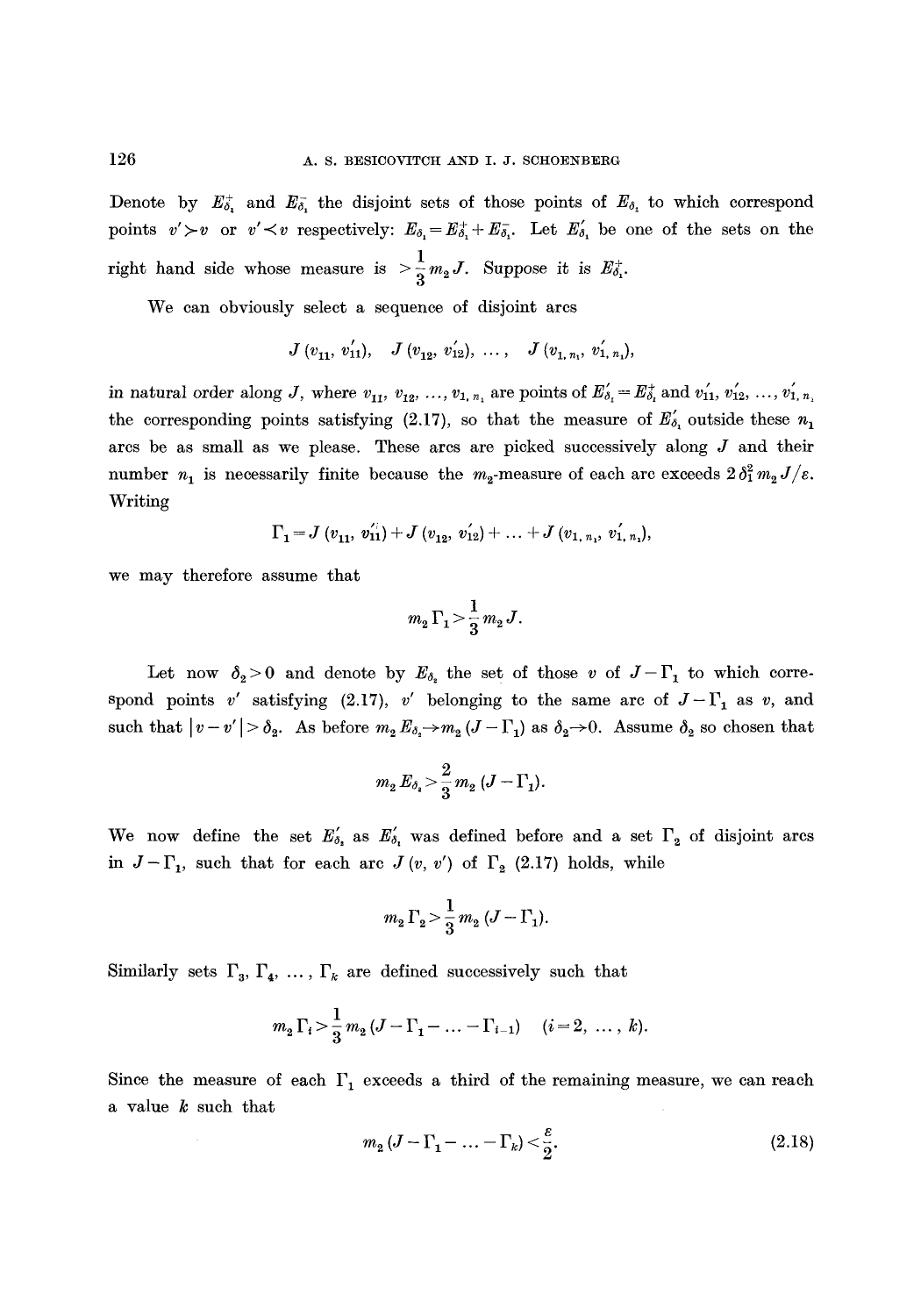Denote by $E_{\delta_1}^+$ and $E_{\delta_1}^-$ the disjoint sets of those points of $E_{\delta_1}$ to which correspond points $v' \succ v$ or $v' \prec v$ respectively: $E_{\delta_1} = E_{\delta_1}^+ + E_{\delta_1}^-$. Let $E_{\delta_1}'$ be one of the sets on the right hand side whose measure is $> \frac{1}{3} m_2 J$. Suppose it is $E_{\delta_1}^+$.

We can obviously select a sequence of disjoint arcs

$$J(v_{11}, v_{11}'), \quad J(v_{12}, v_{12}'), \; \ldots, \quad J(v_{1,n_1}, v_{1,n_1}'),$$

in natural order along $J$, where $v_{11}, v_{12}, \ldots, v_{1,n_1}$ are points of $E_{\delta_1}' = E_{\delta_1}^+$ and $v_{11}', v_{12}', \ldots, v_{1,n_1}'$ the corresponding points satisfying (2.17), so that the measure of $E_{\delta_1}'$ outside these $n_1$ arcs be as small as we please. These arcs are picked successively along $J$ and their number $n_1$ is necessarily finite because the $m_2$-measure of each arc exceeds $2\delta_1^2 m_2 J/\varepsilon$. Writing

$$\Gamma_1 = J(v_{11}, v_{11}') + J(v_{12}, v_{12}') + \ldots + J(v_{1,n_1}, v_{1,n_1}'),$$

we may therefore assume that

$$m_2 \Gamma_1 > \frac{1}{3} m_2 J.$$

Let now $\delta_2 > 0$ and denote by $E_{\delta_2}$ the set of those $v$ of $J - \Gamma_1$ to which correspond points $v'$ satisfying (2.17), $v'$ belonging to the same arc of $J - \Gamma_1$ as $v$, and such that $|v - v'| > \delta_2$. As before $m_2 E_{\delta_2} \to m_2 (J - \Gamma_1)$ as $\delta_2 \to 0$. Assume $\delta_2$ so chosen that

$$m_2 E_{\delta_2} > \frac{2}{3} m_2 (J - \Gamma_1).$$

We now define the set $E_{\delta_2}'$ as $E_{\delta_1}'$ was defined before and a set $\Gamma_2$ of disjoint arcs in $J - \Gamma_1$, such that for each arc $J(v, v')$ of $\Gamma_2$ (2.17) holds, while

$$m_2 \Gamma_2 > \frac{1}{3} m_2 (J - \Gamma_1).$$

Similarly sets $\Gamma_3, \Gamma_4, \ldots, \Gamma_k$ are defined successively such that

$$m_2 \Gamma_i > \frac{1}{3} m_2 (J - \Gamma_1 - \ldots - \Gamma_{i-1}) \quad (i = 2, \ldots, k).$$

Since the measure of each $\Gamma_1$ exceeds a third of the remaining measure, we can reach a value $k$ such that

$$m_2 (J - \Gamma_1 - \ldots - \Gamma_k) < \frac{\varepsilon}{2}. \tag{2.18}$$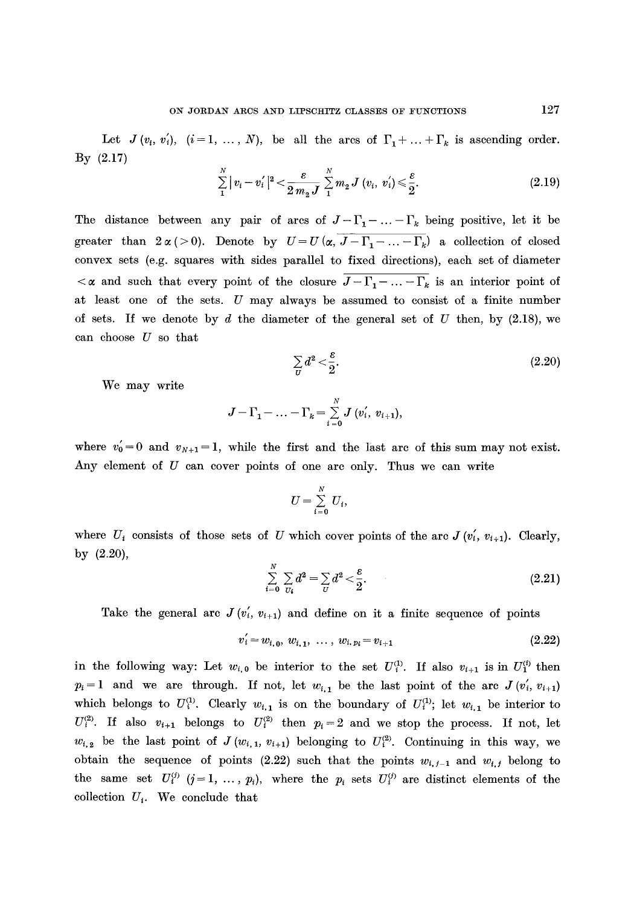Let $J(v_i, v_i')$, $(i = 1, \ldots, N)$, be all the arcs of $\Gamma_1 + \ldots + \Gamma_k$ is ascending order. By (2.17)

$$\sum_1^N |v_i - v_i'|^2 < \frac{\varepsilon}{2 m_2 J} \sum_1^N m_2 J(v_i, v_i') \leqslant \frac{\varepsilon}{2}. \tag{2.19}$$

The distance between any pair of arcs of $J - \Gamma_1 - \ldots - \Gamma_k$ being positive, let it be greater than $2\alpha\,(>0)$. Denote by $U = U(\alpha, \overline{J - \Gamma_1 - \ldots - \Gamma_k})$ a collection of closed convex sets (e.g. squares with sides parallel to fixed directions), each set of diameter $< \alpha$ and such that every point of the closure $\overline{J - \Gamma_1 - \ldots - \Gamma_k}$ is an interior point of at least one of the sets. $U$ may always be assumed to consist of a finite number of sets. If we denote by $d$ the diameter of the general set of $U$ then, by (2.18), we can choose $U$ so that

$$\sum_U d^2 < \frac{\varepsilon}{2}. \tag{2.20}$$

We may write

$$J - \Gamma_1 - \ldots - \Gamma_k = \sum_{i=0}^N J(v_i', v_{i+1}),$$

where $v_0' = 0$ and $v_{N+1} = 1$, while the first and the last arc of this sum may not exist. Any element of $U$ can cover points of one arc only. Thus we can write

$$U = \sum_{i=0}^N U_i,$$

where $U_i$ consists of those sets of $U$ which cover points of the arc $J(v_i', v_{i+1})$. Clearly, by (2.20),

$$\sum_{i=0}^N \sum_{U_i} d^2 = \sum_U d^2 < \frac{\varepsilon}{2}. \tag{2.21}$$

Take the general arc $J(v_i', v_{i+1})$ and define on it a finite sequence of points

$$v_i' = w_{i,0},\ w_{i,1},\ \ldots,\ w_{i,p_i} = v_{i+1} \tag{2.22}$$

in the following way: Let $w_{i,0}$ be interior to the set $U_i^{(1)}$. If also $v_{i+1}$ is in $U_i^{(1)}$ then $p_i = 1$ and we are through. If not, let $w_{i,1}$ be the last point of the arc $J(v_i', v_{i+1})$ which belongs to $U_i^{(1)}$. Clearly $w_{i,1}$ is on the boundary of $U_i^{(1)}$; let $w_{i,1}$ be interior to $U_i^{(2)}$. If also $v_{i+1}$ belongs to $U_i^{(2)}$ then $p_i = 2$ and we stop the process. If not, let $w_{i,2}$ be the last point of $J(w_{i,1}, v_{i+1})$ belonging to $U_i^{(2)}$. Continuing in this way, we obtain the sequence of points (2.22) such that the points $w_{i,j-1}$ and $w_{i,j}$ belong to the same set $U_i^{(j)}$ $(j = 1, \ldots, p_i)$, where the $p_i$ sets $U_i^{(j)}$ are distinct elements of the collection $U_i$. We conclude that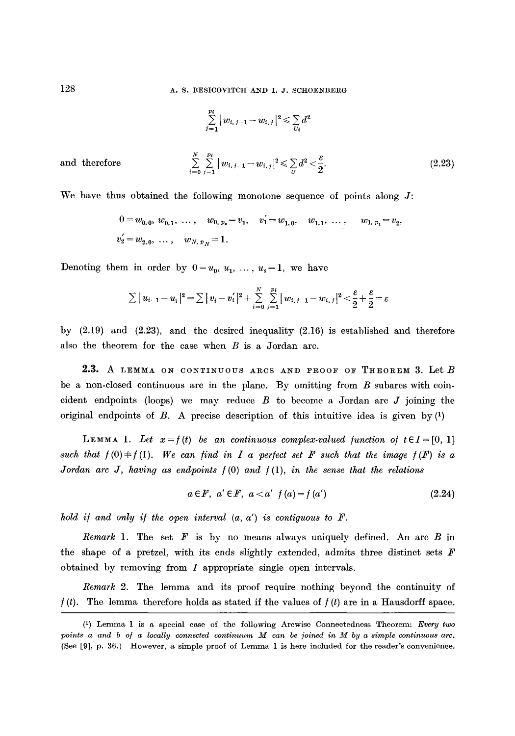$$\sum_{j=1}^{p_i} |w_{i,j-1} - w_{i,j}|^2 \leqslant \sum_{U_i} d^2$$

and therefore
$$\sum_{i=0}^{N} \sum_{j=1}^{p_i} |w_{i,j-1} - w_{i,j}|^2 \leqslant \sum_{U} d^2 < \frac{\varepsilon}{2}. \tag{2.23}$$

We have thus obtained the following monotone sequence of points along $J$:

$$0 = w_{0,0},\ w_{0,1},\ \dots,\ \ w_{0,p_0} = v_1,\ \ v_1' = w_{1,0},\ \ w_{1,1},\ \dots,\ \ w_{1,p_1} = v_2,$$
$$v_2' = w_{2,0},\ \dots,\ \ w_{N,p_N} = 1.$$

Denoting them in order by $0 = u_0,\ u_1,\ \dots,\ u_s = 1$, we have

$$\sum |u_{i-1} - u_i|^2 = \sum |v_i - v_i'|^2 + \sum_{i=0}^{N} \sum_{j=1}^{p_i} |w_{i,j-1} - w_{i,j}|^2 < \frac{\varepsilon}{2} + \frac{\varepsilon}{2} = \varepsilon$$

by (2.19) and (2.23), and the desired inequality (2.16) is established and therefore also the theorem for the case when $B$ is a Jordan arc.

### 2.3. A lemma on continuous arcs and proof of Theorem 3.

Let $B$ be a non-closed continuous arc in the plane. By omitting from $B$ subarcs with coincident endpoints (loops) we may reduce $B$ to become a Jordan arc $J$ joining the original endpoints of $B$. A precise description of this intuitive idea is given by [1]

LEMMA 1. *Let $x = f(t)$ be an continuous complex-valued function of $t \in I = [0, 1]$ such that $f(0) \neq f(1)$. We can find in $I$ a perfect set $F$ such that the image $f(F)$ is a Jordan arc $J$, having as endpoints $f(0)$ and $f(1)$, in the sense that the relations*

$$a \in F,\ a' \in F,\ a < a'\ f(a) = f(a') \tag{2.24}$$

*hold if and only if the open interval $(a, a')$ is contiguous to $F$.*

*Remark* 1. The set $F$ is by no means always uniquely defined. An arc $B$ in the shape of a pretzel, with its ends slightly extended, admits three distinct sets $F$ obtained by removing from $I$ appropriate single open intervals.

*Remark* 2. The lemma and its proof require nothing beyond the continuity of $f(t)$. The lemma therefore holds as stated if the values of $f(t)$ are in a Hausdorff space.

---

[1] Lemma 1 is a special case of the following Arcwise Connectedness Theorem: *Every two points a and b of a locally connected continuum M can be joined in M by a simple continuous arc.* (See [9], p. 36.) However, a simple proof of Lemma 1 is here included for the reader's convenience.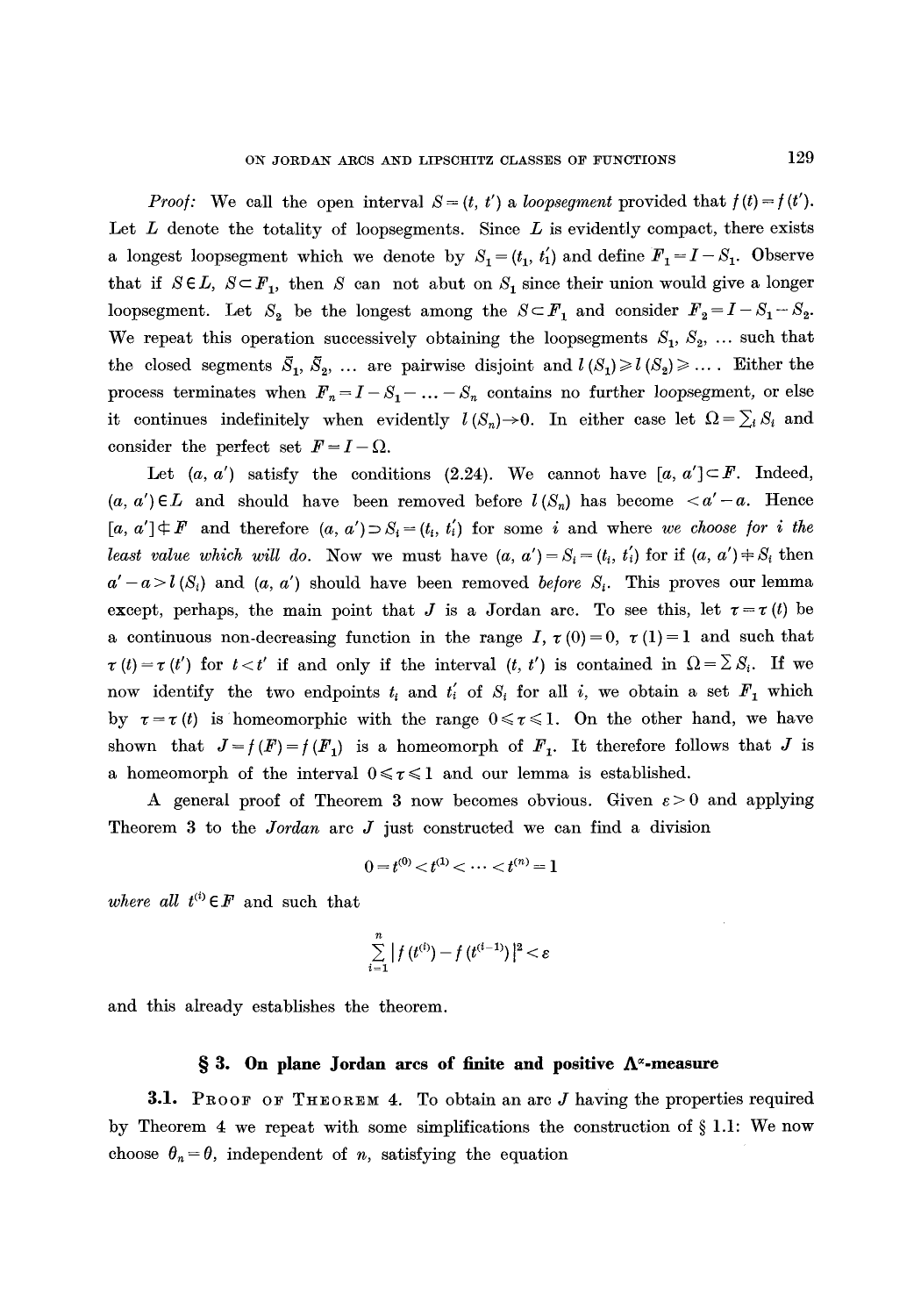*Proof:* We call the open interval $S=(t, t')$ a *loopsegment* provided that $f(t)=f(t')$. Let $L$ denote the totality of loopsegments. Since $L$ is evidently compact, there exists a longest loopsegment which we denote by $S_1=(t_1, t_1')$ and define $F_1=I-S_1$. Observe that if $S\in L$, $S\subset F_1$, then $S$ can not abut on $S_1$ since their union would give a longer loopsegment. Let $S_2$ be the longest among the $S\subset F_1$ and consider $F_2=I-S_1-S_2$. We repeat this operation successively obtaining the loopsegments $S_1, S_2, \ldots$ such that the closed segments $\bar{S}_1, \bar{S}_2, \ldots$ are pairwise disjoint and $l(S_1)\geqslant l(S_2)\geqslant \ldots$. Either the process terminates when $F_n=I-S_1-\ldots-S_n$ contains no further loopsegment, or else it continues indefinitely when evidently $l(S_n)\to 0$. In either case let $\Omega=\sum_i S_i$ and consider the perfect set $F=I-\Omega$.

Let $(a, a')$ satisfy the conditions (2.24). We cannot have $[a, a']\subset F$. Indeed, $(a, a')\in L$ and should have been removed before $l(S_n)$ has become $<a'-a$. Hence $[a, a']\not\subset F$ and therefore $(a, a')\supset S_i=(t_i, t_i')$ for some $i$ and where *we choose for $i$ the least value which will do.* Now we must have $(a, a')=S_i=(t_i, t_i')$ for if $(a, a')\neq S_i$ then $a'-a>l(S_i)$ and $(a, a')$ should have been removed *before* $S_i$. This proves our lemma except, perhaps, the main point that $J$ is a Jordan arc. To see this, let $\tau=\tau(t)$ be a continuous non-decreasing function in the range $I$, $\tau(0)=0$, $\tau(1)=1$ and such that $\tau(t)=\tau(t')$ for $t<t'$ if and only if the interval $(t, t')$ is contained in $\Omega=\sum S_i$. If we now identify the two endpoints $t_i$ and $t_i'$ of $S_i$ for all $i$, we obtain a set $F_1$ which by $\tau=\tau(t)$ is homeomorphic with the range $0\leqslant\tau\leqslant 1$. On the other hand, we have shown that $J=f(F)=f(F_1)$ is a homeomorph of $F_1$. It therefore follows that $J$ is a homeomorph of the interval $0\leqslant\tau\leqslant 1$ and our lemma is established.

A general proof of Theorem 3 now becomes obvious. Given $\varepsilon>0$ and applying Theorem 3 to the *Jordan* arc $J$ just constructed we can find a division

$$0=t^{(0)}<t^{(1)}<\cdots<t^{(n)}=1$$

*where all* $t^{(i)}\in F$ and such that

$$\sum_{i=1}^{n}|f(t^{(i)})-f(t^{(i-1)})|^2<\varepsilon$$

and this already establishes the theorem.

## § 3. On plane Jordan arcs of finite and positive $\Lambda^{\alpha}$-measure

**3.1.** PROOF OF THEOREM 4. To obtain an arc $J$ having the properties required by Theorem 4 we repeat with some simplifications the construction of § 1.1: We now choose $\theta_n=\theta$, independent of $n$, satisfying the equation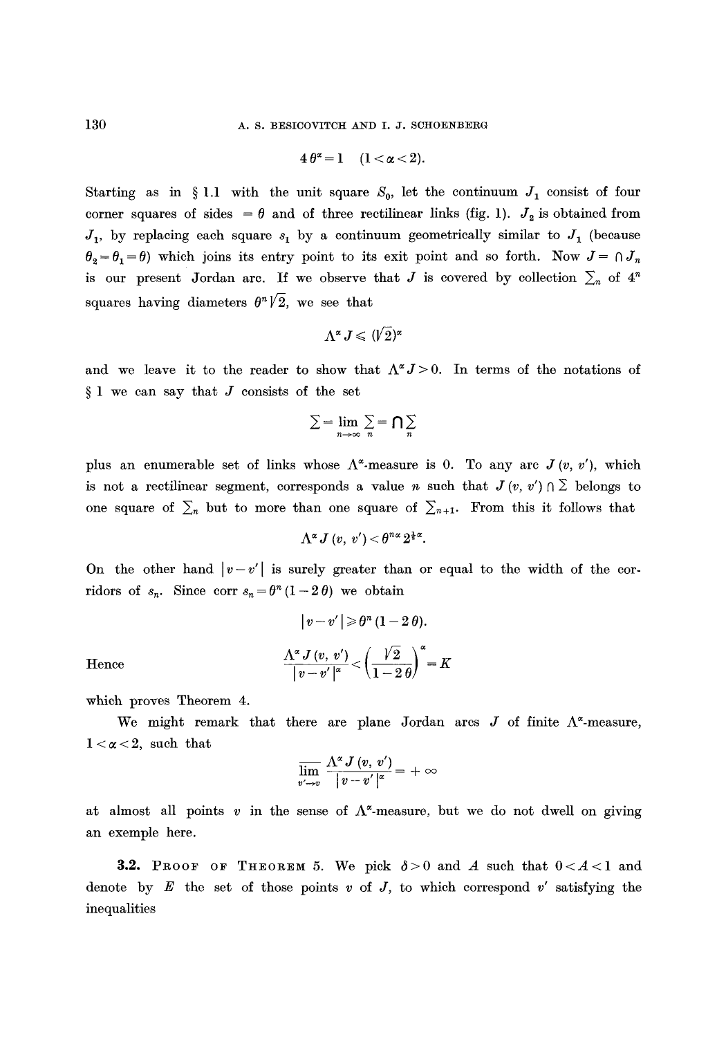$$4\,\theta^{\alpha}=1 \quad (1<\alpha<2).$$

Starting as in § 1.1 with the unit square $S_0$, let the continuum $J_1$ consist of four corner squares of sides $=\theta$ and of three rectilinear links (fig. 1). $J_2$ is obtained from $J_1$, by replacing each square $s_1$ by a continuum geometrically similar to $J_1$ (because $\theta_2=\theta_1=\theta$) which joins its entry point to its exit point and so forth. Now $J=\cap J_n$ is our present Jordan arc. If we observe that $J$ is covered by collection $\sum_n$ of $4^n$ squares having diameters $\theta^n\sqrt{2}$, we see that

$$\Lambda^{\alpha} J \leqslant (\sqrt{2})^{\alpha}$$

and we leave it to the reader to show that $\Lambda^{\alpha} J>0$. In terms of the notations of § 1 we can say that $J$ consists of the set

$$\sum = \lim_{n\to\infty} \sum_n = \bigcap \sum_n$$

plus an enumerable set of links whose $\Lambda^{\alpha}$-measure is 0. To any arc $J(v, v')$, which is not a rectilinear segment, corresponds a value $n$ such that $J(v, v')\cap\sum$ belongs to one square of $\sum_n$ but to more than one square of $\sum_{n+1}$. From this it follows that

$$\Lambda^{\alpha} J(v, v') < \theta^{n\alpha}\, 2^{\frac{1}{2}\alpha}.$$

On the other hand $|v-v'|$ is surely greater than or equal to the width of the corridors of $s_n$. Since corr $s_n=\theta^n(1-2\theta)$ we obtain

$$|v-v'| \geqslant \theta^n (1-2\theta).$$

Hence

$$\frac{\Lambda^{\alpha} J(v, v')}{|v-v'|^{\alpha}} < \left(\frac{\sqrt{2}}{1-2\theta}\right)^{\alpha} = K$$

which proves Theorem 4.

We might remark that there are plane Jordan arcs $J$ of finite $\Lambda^{\alpha}$-measure, $1<\alpha<2$, such that

$$\overline{\lim_{v'\to v}}\, \frac{\Lambda^{\alpha} J(v, v')}{|v-v'|^{\alpha}} = +\infty$$

at almost all points $v$ in the sense of $\Lambda^{\alpha}$-measure, but we do not dwell on giving an exemple here.

**3.2. Proof of Theorem 5.** We pick $\delta>0$ and $A$ such that $0<A<1$ and denote by $E$ the set of those points $v$ of $J$, to which correspond $v'$ satisfying the inequalities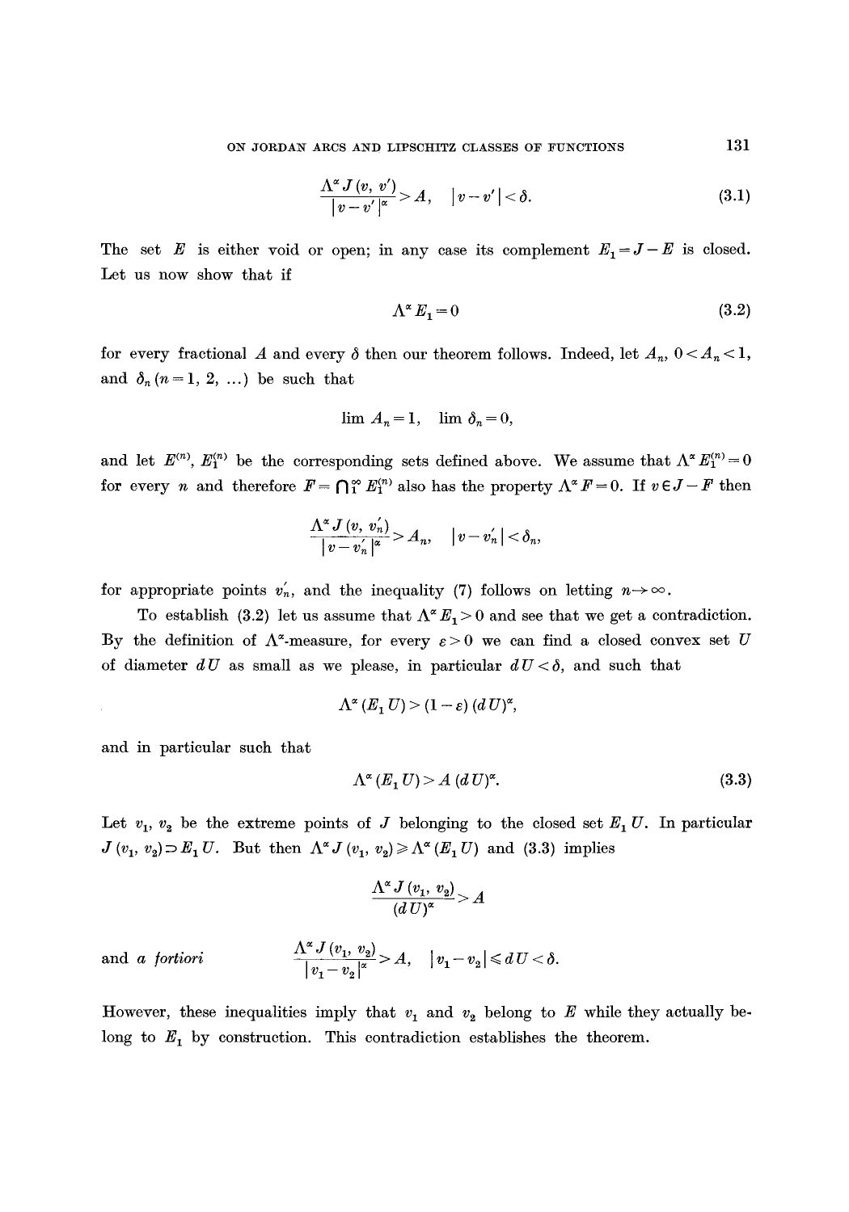$$\frac{\Lambda^\alpha J(v, v')}{|v - v'|^\alpha} > A, \quad |v - v'| < \delta. \tag{3.1}$$

The set $E$ is either void or open; in any case its complement $E_1 = J - E$ is closed. Let us now show that if

$$\Lambda^\alpha E_1 = 0 \tag{3.2}$$

for every fractional $A$ and every $\delta$ then our theorem follows. Indeed, let $A_n$, $0 < A_n < 1$, and $\delta_n$ $(n = 1, 2, \ldots)$ be such that

$$\lim A_n = 1, \quad \lim \delta_n = 0,$$

and let $E^{(n)}$, $E_1^{(n)}$ be the corresponding sets defined above. We assume that $\Lambda^\alpha E_1^{(n)} = 0$ for every $n$ and therefore $F = \bigcap_1^\infty E_1^{(n)}$ also has the property $\Lambda^\alpha F = 0$. If $v \in J - F$ then

$$\frac{\Lambda^\alpha J(v, v_n')}{|v - v_n'|^\alpha} > A_n, \quad |v - v_n'| < \delta_n,$$

for appropriate points $v_n'$, and the inequality (7) follows on letting $n \to \infty$.

To establish (3.2) let us assume that $\Lambda^\alpha E_1 > 0$ and see that we get a contradiction. By the definition of $\Lambda^\alpha$-measure, for every $\varepsilon > 0$ we can find a closed convex set $U$ of diameter $dU$ as small as we please, in particular $dU < \delta$, and such that

$$\Lambda^\alpha (E_1 U) > (1 - \varepsilon)(dU)^\alpha,$$

and in particular such that

$$\Lambda^\alpha (E_1 U) > A\,(dU)^\alpha. \tag{3.3}$$

Let $v_1$, $v_2$ be the extreme points of $J$ belonging to the closed set $E_1 U$. In particular $J(v_1, v_2) \supset E_1 U$. But then $\Lambda^\alpha J(v_1, v_2) \geqslant \Lambda^\alpha (E_1 U)$ and (3.3) implies

$$\frac{\Lambda^\alpha J(v_1, v_2)}{(dU)^\alpha} > A$$

and *a fortiori*

$$\frac{\Lambda^\alpha J(v_1, v_2)}{|v_1 - v_2|^\alpha} > A, \quad |v_1 - v_2| \leqslant dU < \delta.$$

However, these inequalities imply that $v_1$ and $v_2$ belong to $E$ while they actually belong to $E_1$ by construction. This contradiction establishes the theorem.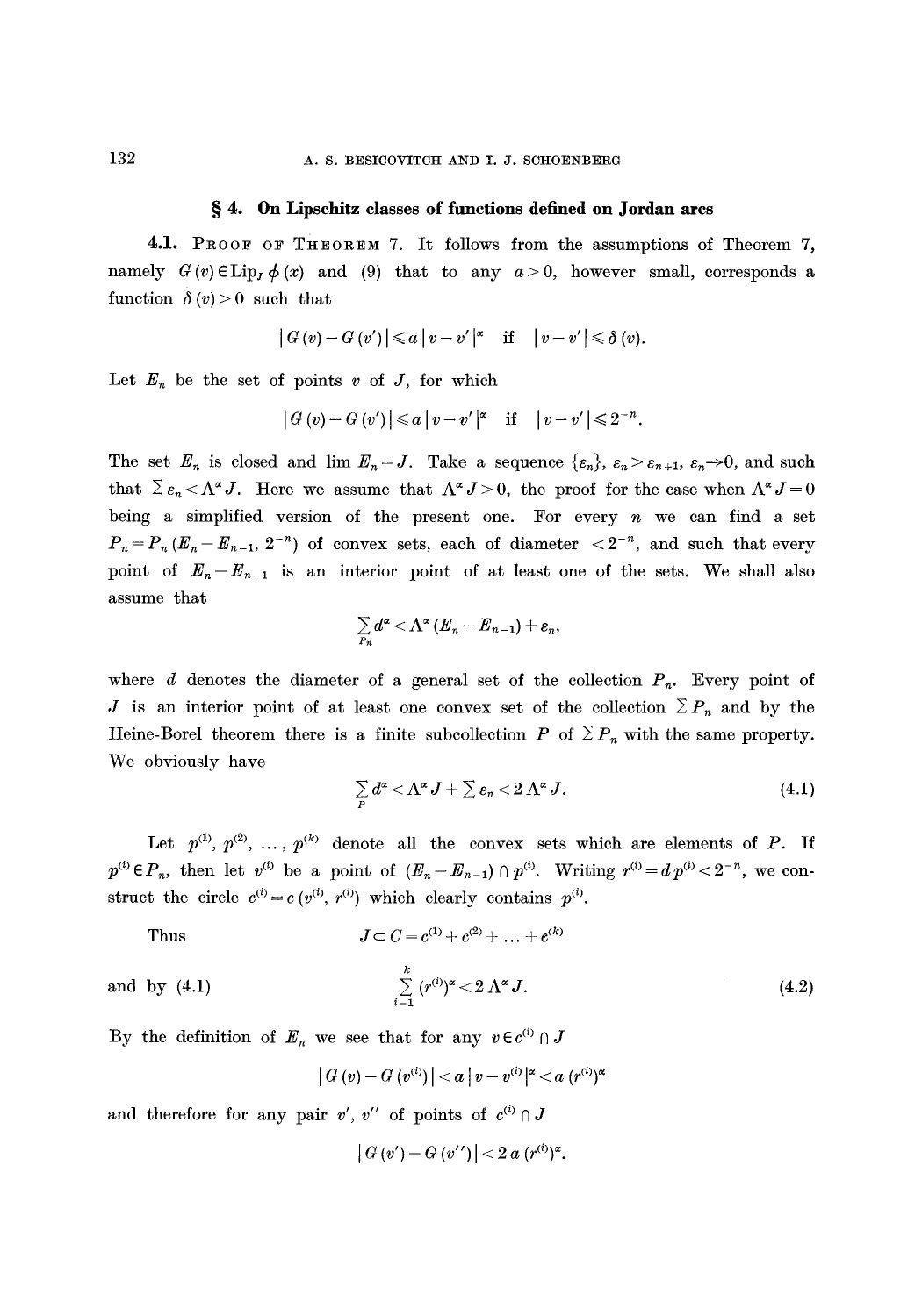## § 4. On Lipschitz classes of functions defined on Jordan arcs

**4.1.** Proof of Theorem 7. It follows from the assumptions of Theorem 7, namely $G(v) \in \text{Lip}_J\, \phi(x)$ and (9) that to any $a>0$, however small, corresponds a function $\delta(v)>0$ such that

$$|G(v)-G(v')| \leqslant a\,|v-v'|^{\alpha} \quad \text{if} \quad |v-v'| \leqslant \delta(v).$$

Let $E_n$ be the set of points $v$ of $J$, for which

$$|G(v)-G(v')| \leqslant a\,|v-v'|^{\alpha} \quad \text{if} \quad |v-v'| \leqslant 2^{-n}.$$

The set $E_n$ is closed and $\lim E_n = J$. Take a sequence $\{\varepsilon_n\}$, $\varepsilon_n > \varepsilon_{n+1}$, $\varepsilon_n \to 0$, and such that $\sum \varepsilon_n < \Lambda^{\alpha} J$. Here we assume that $\Lambda^{\alpha} J > 0$, the proof for the case when $\Lambda^{\alpha} J = 0$ being a simplified version of the present one. For every $n$ we can find a set $P_n = P_n(E_n - E_{n-1}, 2^{-n})$ of convex sets, each of diameter $< 2^{-n}$, and such that every point of $E_n - E_{n-1}$ is an interior point of at least one of the sets. We shall also assume that

$$\sum_{P_n} d^{\alpha} < \Lambda^{\alpha}(E_n - E_{n-1}) + \varepsilon_n,$$

where $d$ denotes the diameter of a general set of the collection $P_n$. Every point of $J$ is an interior point of at least one convex set of the collection $\sum P_n$ and by the Heine-Borel theorem there is a finite subcollection $P$ of $\sum P_n$ with the same property. We obviously have

$$\sum_{P} d^{\alpha} < \Lambda^{\alpha} J + \sum \varepsilon_n < 2\,\Lambda^{\alpha} J. \tag{4.1}$$

Let $p^{(1)}, p^{(2)}, \ldots, p^{(k)}$ denote all the convex sets which are elements of $P$. If $p^{(i)} \in P_n$, then let $v^{(i)}$ be a point of $(E_n - E_{n-1}) \cap p^{(i)}$. Writing $r^{(i)} = d\,p^{(i)} < 2^{-n}$, we construct the circle $c^{(i)} = c(v^{(i)}, r^{(i)})$ which clearly contains $p^{(i)}$.

Thus

$$J \subset C = c^{(1)} + c^{(2)} + \ldots + c^{(k)}$$

and by (4.1)

$$\sum_{i=1}^{k} (r^{(i)})^{\alpha} < 2\,\Lambda^{\alpha} J. \tag{4.2}$$

By the definition of $E_n$ we see that for any $v \in c^{(i)} \cap J$

$$|G(v) - G(v^{(i)})| < a\,|v - v^{(i)}|^{\alpha} < a\,(r^{(i)})^{\alpha}$$

and therefore for any pair $v', v''$ of points of $c^{(i)} \cap J$

$$|G(v') - G(v'')| < 2\,a\,(r^{(i)})^{\alpha}.$$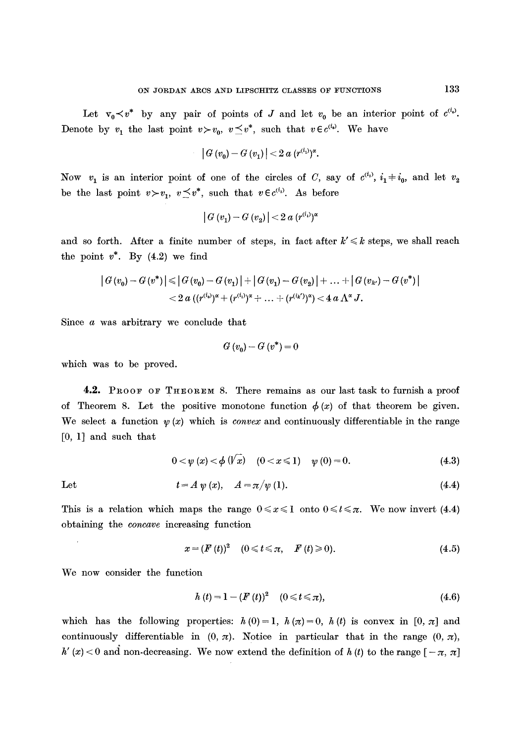Let $v_0 \prec v^*$ by any pair of points of $J$ and let $v_0$ be an interior point of $c^{(i_0)}$. Denote by $v_1$ the last point $v \succ v_0$, $v \preceq v^*$, such that $v \in c^{(i_0)}$. We have

$$|G(v_0) - G(v_1)| < 2a(r^{(i_0)})^\alpha.$$

Now $v_1$ is an interior point of one of the circles of $C$, say of $c^{(i_1)}$, $i_1 \neq i_0$, and let $v_2$ be the last point $v \succ v_1$, $v \preceq v^*$, such that $v \in c^{(i_1)}$. As before

$$|G(v_1) - G(v_2)| < 2a(r^{(i_1)})^\alpha$$

and so forth. After a finite number of steps, in fact after $k' \leqslant k$ steps, we shall reach the point $v^*$. By (4.2) we find

$$\begin{aligned} |G(v_0) - G(v^*)| &\leqslant |G(v_0) - G(v_1)| + |G(v_1) - G(v_2)| + \ldots + |G(v_{k'}) - G(v^*)| \\ &< 2a\left((r^{(i_0)})^\alpha + (r^{(i_1)})^\alpha + \ldots + (r^{(i_{k'})})^\alpha\right) < 4a\Lambda^\alpha J. \end{aligned}$$

Since $a$ was arbitrary we conclude that

$$G(v_0) - G(v^*) = 0$$

which was to be proved.

**4.2. Proof of Theorem 8.** There remains as our last task to furnish a proof of Theorem 8. Let the positive monotone function $\phi(x)$ of that theorem be given. We select a function $\psi(x)$ which is *convex* and continuously differentiable in the range $[0, 1]$ and such that

$$0 < \psi(x) < \phi(\sqrt{x}) \quad (0 < x \leqslant 1) \quad \psi(0) = 0. \tag{4.3}$$

Let

$$t = A\,\psi(x), \quad A = \pi/\psi(1). \tag{4.4}$$

This is a relation which maps the range $0 \leqslant x \leqslant 1$ onto $0 \leqslant t \leqslant \pi$. We now invert (4.4) obtaining the *concave* increasing function

$$x = (F(t))^2 \quad (0 \leqslant t \leqslant \pi, \quad F(t) \geqslant 0). \tag{4.5}$$

We now consider the function

$$h(t) = 1 - (F(t))^2 \quad (0 \leqslant t \leqslant \pi), \tag{4.6}$$

which has the following properties: $h(0) = 1$, $h(\pi) = 0$, $h(t)$ is convex in $[0, \pi]$ and continuously differentiable in $(0, \pi)$. Notice in particular that in the range $(0, \pi)$, $h'(x) < 0$ and non-decreasing. We now extend the definition of $h(t)$ to the range $[-\pi, \pi]$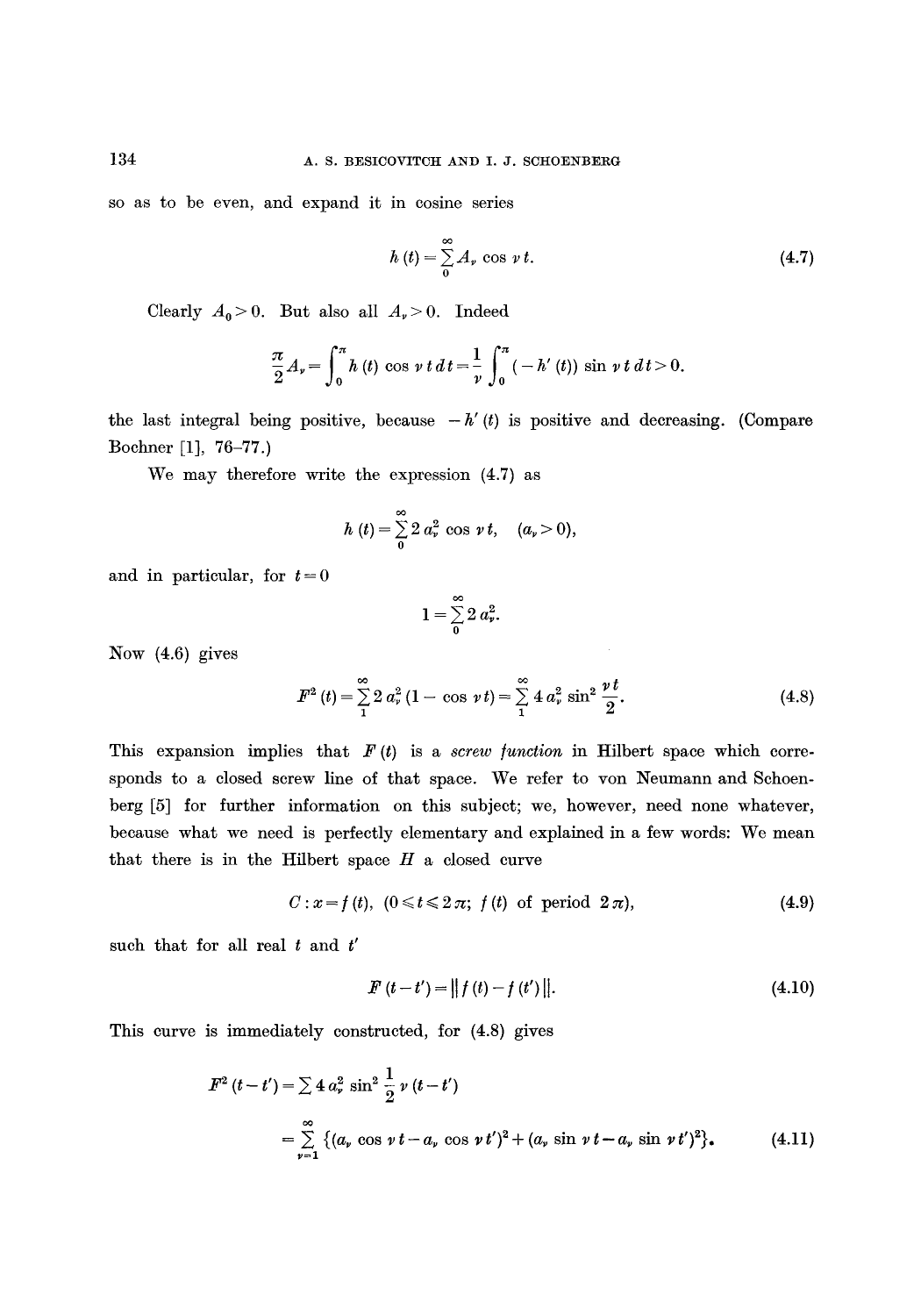so as to be even, and expand it in cosine series

$$h(t) = \sum_0^\infty A_\nu \cos \nu t. \tag{4.7}$$

Clearly $A_0 > 0$. But also all $A_\nu > 0$. Indeed

$$\frac{\pi}{2} A_\nu = \int_0^\pi h(t) \cos \nu t \, dt = \frac{1}{\nu} \int_0^\pi (-h'(t)) \sin \nu t \, dt > 0.$$

the last integral being positive, because $-h'(t)$ is positive and decreasing. (Compare Bochner [1], 76–77.)

We may therefore write the expression (4.7) as

$$h(t) = \sum_0^\infty 2 a_\nu^2 \cos \nu t, \quad (a_\nu > 0),$$

and in particular, for $t = 0$

$$1 = \sum_0^\infty 2 a_\nu^2.$$

Now (4.6) gives

$$F^2(t) = \sum_1^\infty 2 a_\nu^2 (1 - \cos \nu t) = \sum_1^\infty 4 a_\nu^2 \sin^2 \frac{\nu t}{2}. \tag{4.8}$$

This expansion implies that $F(t)$ is a *screw function* in Hilbert space which corresponds to a closed screw line of that space. We refer to von Neumann and Schoenberg [5] for further information on this subject; we, however, need none whatever, because what we need is perfectly elementary and explained in a few words: We mean that there is in the Hilbert space $H$ a closed curve

$$C : x = f(t), \quad (0 \leq t \leq 2\pi; \ f(t) \text{ of period } 2\pi), \tag{4.9}$$

such that for all real $t$ and $t'$

$$F(t - t') = \| f(t) - f(t') \|. \tag{4.10}$$

This curve is immediately constructed, for (4.8) gives

$$\begin{aligned} F^2(t - t') &= \sum 4 a_\nu^2 \sin^2 \frac{1}{2} \nu (t - t') \\ &= \sum_{\nu=1}^\infty \{ (a_\nu \cos \nu t - a_\nu \cos \nu t')^2 + (a_\nu \sin \nu t - a_\nu \sin \nu t')^2 \}. \end{aligned} \tag{4.11}$$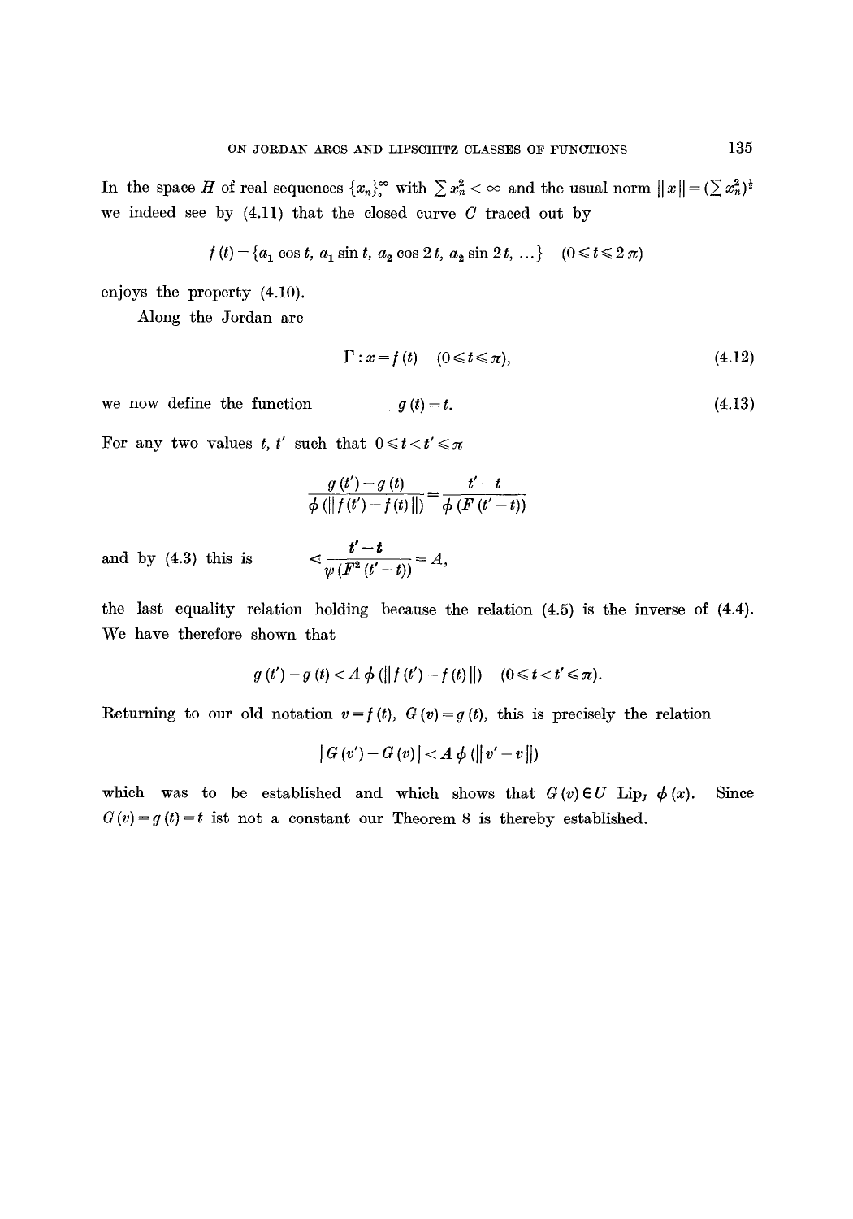In the space $H$ of real sequences $\{x_n\}_0^\infty$ with $\sum x_n^2 < \infty$ and the usual norm $\|x\| = (\sum x_n^2)^{\frac{1}{2}}$ we indeed see by (4.11) that the closed curve $C$ traced out by

$$f(t) = \{a_1 \cos t,\ a_1 \sin t,\ a_2 \cos 2t,\ a_2 \sin 2t,\ \ldots\} \quad (0 \leqslant t \leqslant 2\pi)$$

enjoys the property (4.10).

Along the Jordan arc

$$\Gamma : x = f(t) \quad (0 \leqslant t \leqslant \pi), \tag{4.12}$$

we now define the function

$$g(t) = t. \tag{4.13}$$

For any two values $t, t'$ such that $0 \leqslant t < t' \leqslant \pi$

$$\frac{g(t') - g(t)}{\phi(\|f(t') - f(t)\|)} = \frac{t' - t}{\phi(F(t' - t))}$$

and by (4.3) this is

$$< \frac{t' - t}{\psi(F^2(t' - t))} = A,$$

the last equality relation holding because the relation (4.5) is the inverse of (4.4). We have therefore shown that

$$g(t') - g(t) < A\,\phi(\|f(t') - f(t)\|) \quad (0 \leqslant t < t' \leqslant \pi).$$

Returning to our old notation $v = f(t)$, $G(v) = g(t)$, this is precisely the relation

$$|G(v') - G(v)| < A\,\phi(\|v' - v\|)$$

which was to be established and which shows that $G(v) \in U$ $\text{Lip}_J\ \phi(x)$. Since $G(v) = g(t) = t$ ist not a constant our Theorem 8 is thereby established.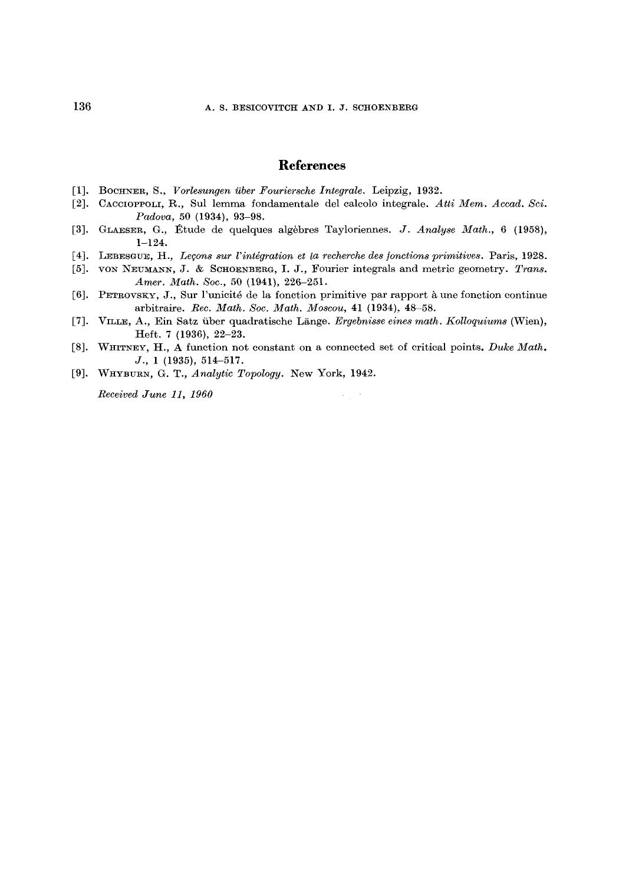## References

[1]. BOCHNER, S., *Vorlesungen über Fouriersche Integrale*. Leipzig, 1932.

[2]. CACCIOPPOLI, R., Sul lemma fondamentale del calcolo integrale. *Atti Mem. Accad. Sci. Padova*, 50 (1934), 93–98.

[3]. GLAESER, G., Étude de quelques algèbres Tayloriennes. *J. Analyse Math.*, 6 (1958), 1–124.

[4]. LEBESGUE, H., *Leçons sur l'intégration et la recherche des fonctions primitives*. Paris, 1928.

[5]. VON NEUMANN, J. & SCHOENBERG, I. J., Fourier integrals and metric geometry. *Trans. Amer. Math. Soc.*, 50 (1941), 226–251.

[6]. PETROVSKY, J., Sur l'unicité de la fonction primitive par rapport à une fonction continue arbitraire. *Rec. Math. Soc. Math. Moscou*, 41 (1934), 48–58.

[7]. VILLE, A., Ein Satz über quadratische Länge. *Ergebnisse eines math. Kolloquiums* (Wien), Heft. 7 (1936), 22–23.

[8]. WHITNEY, H., A function not constant on a connected set of critical points. *Duke Math. J.*, 1 (1935), 514–517.

[9]. WHYBURN, G. T., *Analytic Topology*. New York, 1942.

*Received June 11, 1960*